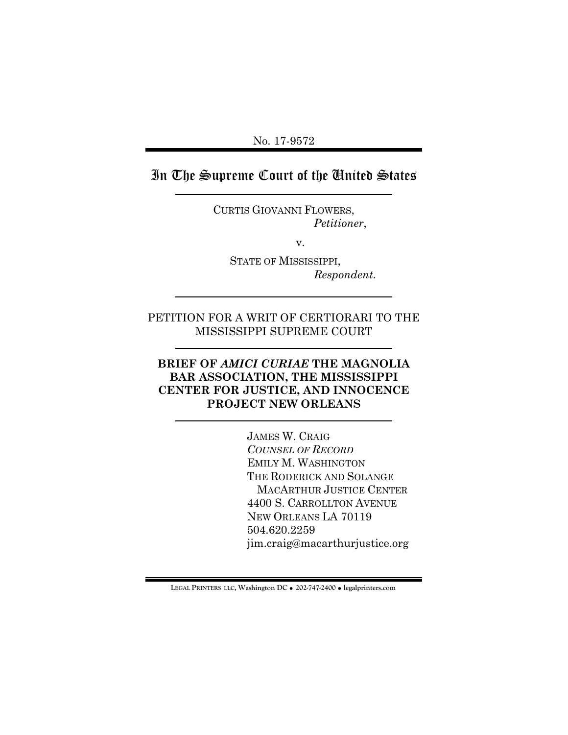No. 17-9572

# In The Supreme Court of the United States

CURTIS GIOVANNI FLOWERS,
*Petitioner*,

v.

STATE OF MISSISSIPPI,
*Respondent.*

PETITION FOR A WRIT OF CERTIORARI TO THE MISSISSIPPI SUPREME COURT

**BRIEF OF *AMICI CURIAE* THE MAGNOLIA BAR ASSOCIATION, THE MISSISSIPPI CENTER FOR JUSTICE, AND INNOCENCE PROJECT NEW ORLEANS**

JAMES W. CRAIG
*COUNSEL OF RECORD*
EMILY M. WASHINGTON
THE RODERICK AND SOLANGE
MACARTHUR JUSTICE CENTER
4400 S. CARROLLTON AVENUE
NEW ORLEANS LA 70119
504.620.2259
jim.craig@macarthurjustice.org

LEGAL PRINTERS LLC, Washington DC • 202-747-2400 • legalprinters.com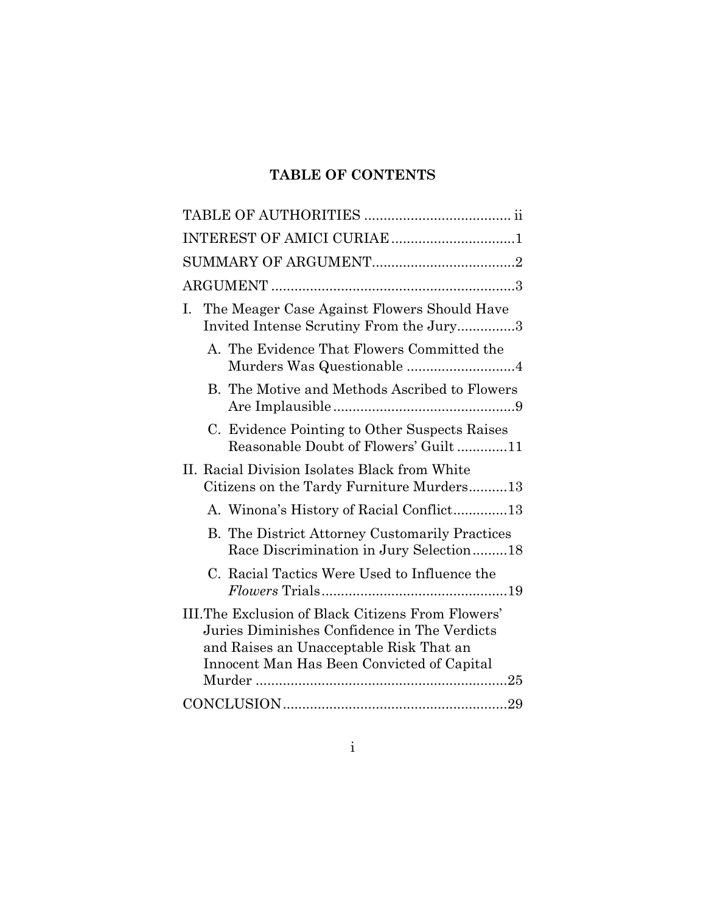# TABLE OF CONTENTS

TABLE OF AUTHORITIES ..................................... ii

INTEREST OF AMICI CURIAE ...............................1

SUMMARY OF ARGUMENT....................................2

ARGUMENT ..............................................................3

I. The Meager Case Against Flowers Should Have Invited Intense Scrutiny From the Jury..............3

   A. The Evidence That Flowers Committed the Murders Was Questionable ............................4

   B. The Motive and Methods Ascribed to Flowers Are Implausible...............................................9

   C. Evidence Pointing to Other Suspects Raises Reasonable Doubt of Flowers' Guilt .............11

II. Racial Division Isolates Black from White Citizens on the Tardy Furniture Murders..........13

   A. Winona's History of Racial Conflict..............13

   B. The District Attorney Customarily Practices Race Discrimination in Jury Selection.........18

   C. Racial Tactics Were Used to Influence the *Flowers* Trials...............................................19

III. The Exclusion of Black Citizens From Flowers' Juries Diminishes Confidence in The Verdicts and Raises an Unacceptable Risk That an Innocent Man Has Been Convicted of Capital Murder ................................................................25

CONCLUSION.........................................................29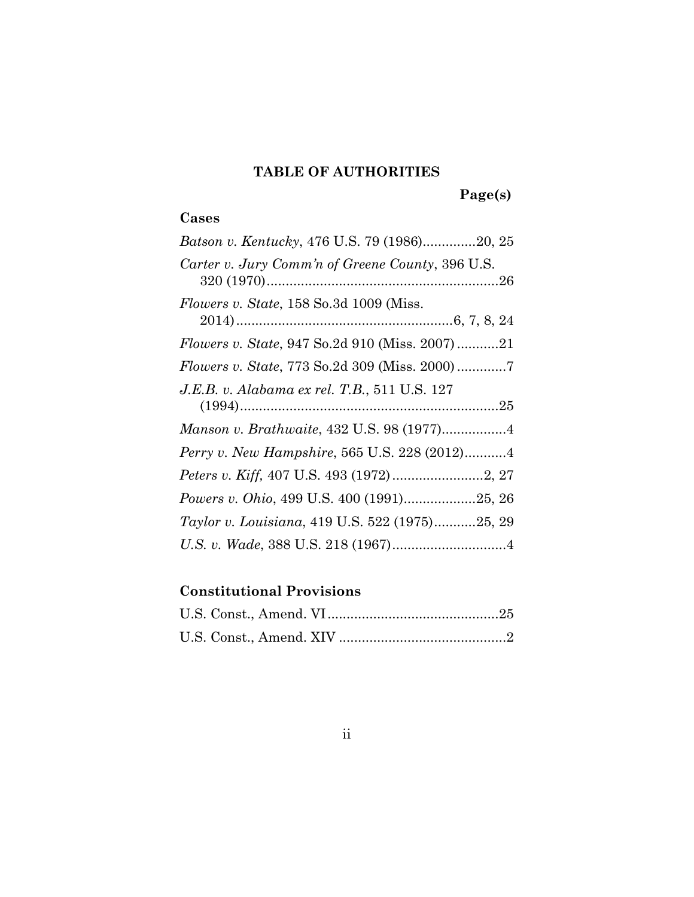## TABLE OF AUTHORITIES

**Page(s)**

### Cases

*Batson v. Kentucky*, 476 U.S. 79 (1986)..............20, 25

*Carter v. Jury Comm'n of Greene County*, 396 U.S. 320 (1970)..............................................................26

*Flowers v. State*, 158 So.3d 1009 (Miss. 2014)..........................................................6, 7, 8, 24

*Flowers v. State*, 947 So.2d 910 (Miss. 2007)...........21

*Flowers v. State*, 773 So.2d 309 (Miss. 2000).............7

*J.E.B. v. Alabama ex rel. T.B.*, 511 U.S. 127 (1994).....................................................................25

*Manson v. Brathwaite*, 432 U.S. 98 (1977).................4

*Perry v. New Hampshire*, 565 U.S. 228 (2012)...........4

*Peters v. Kiff,* 407 U.S. 493 (1972)........................2, 27

*Powers v. Ohio*, 499 U.S. 400 (1991)...................25, 26

*Taylor v. Louisiana*, 419 U.S. 522 (1975)...........25, 29

*U.S. v. Wade*, 388 U.S. 218 (1967)..............................4

### Constitutional Provisions

U.S. Const., Amend. VI.............................................25

U.S. Const., Amend. XIV ............................................2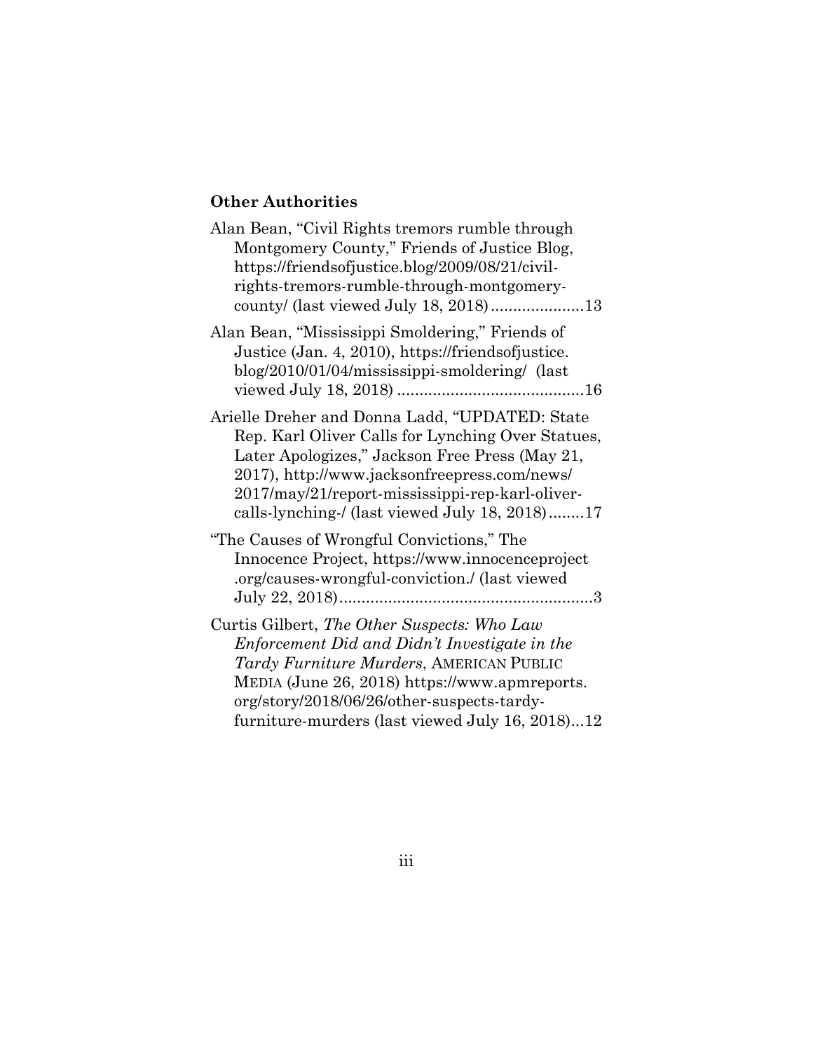**Other Authorities**

Alan Bean, "Civil Rights tremors rumble through Montgomery County," Friends of Justice Blog, https://friendsofjustice.blog/2009/08/21/civil-rights-tremors-rumble-through-montgomery-county/ (last viewed July 18, 2018).....................13

Alan Bean, "Mississippi Smoldering," Friends of Justice (Jan. 4, 2010), https://friendsofjustice.blog/2010/01/04/mississippi-smoldering/ (last viewed July 18, 2018) ..........................................16

Arielle Dreher and Donna Ladd, "UPDATED: State Rep. Karl Oliver Calls for Lynching Over Statues, Later Apologizes," Jackson Free Press (May 21, 2017), http://www.jacksonfreepress.com/news/2017/may/21/report-mississippi-rep-karl-oliver-calls-lynching-/ (last viewed July 18, 2018)........17

"The Causes of Wrongful Convictions," The Innocence Project, https://www.innocenceproject.org/causes-wrongful-conviction./ (last viewed July 22, 2018)........................................................3

Curtis Gilbert, *The Other Suspects: Who Law Enforcement Did and Didn't Investigate in the Tardy Furniture Murders*, AMERICAN PUBLIC MEDIA (June 26, 2018) https://www.apmreports.org/story/2018/06/26/other-suspects-tardy-furniture-murders (last viewed July 16, 2018)...12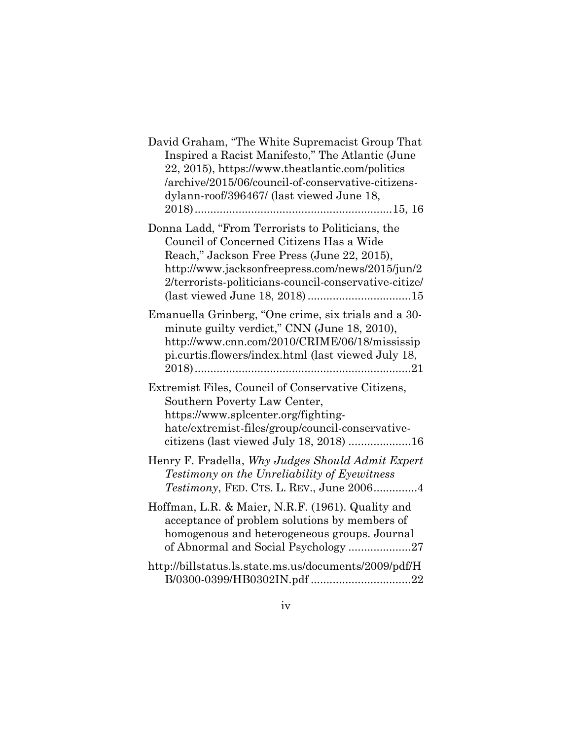David Graham, "The White Supremacist Group That Inspired a Racist Manifesto," The Atlantic (June 22, 2015), https://www.theatlantic.com/politics/archive/2015/06/council-of-conservative-citizens-dylann-roof/396467/ (last viewed June 18, 2018)..............................................................15, 16

Donna Ladd, "From Terrorists to Politicians, the Council of Concerned Citizens Has a Wide Reach," Jackson Free Press (June 22, 2015), http://www.jacksonfreepress.com/news/2015/jun/22/terrorists-politicians-council-conservative-citize/ (last viewed June 18, 2018) .................................15

Emanuella Grinberg, "One crime, six trials and a 30-minute guilty verdict," CNN (June 18, 2010), http://www.cnn.com/2010/CRIME/06/18/mississippi.curtis.flowers/index.html (last viewed July 18, 2018)....................................................................21

Extremist Files, Council of Conservative Citizens, Southern Poverty Law Center, https://www.splcenter.org/fighting-hate/extremist-files/group/council-conservative-citizens (last viewed July 18, 2018) ....................16

Henry F. Fradella, *Why Judges Should Admit Expert Testimony on the Unreliability of Eyewitness Testimony*, FED. CTS. L. REV., June 2006..............4

Hoffman, L.R. & Maier, N.R.F. (1961). Quality and acceptance of problem solutions by members of homogenous and heterogeneous groups. Journal of Abnormal and Social Psychology ....................27

http://billstatus.ls.state.ms.us/documents/2009/pdf/HB/0300-0399/HB0302IN.pdf ................................22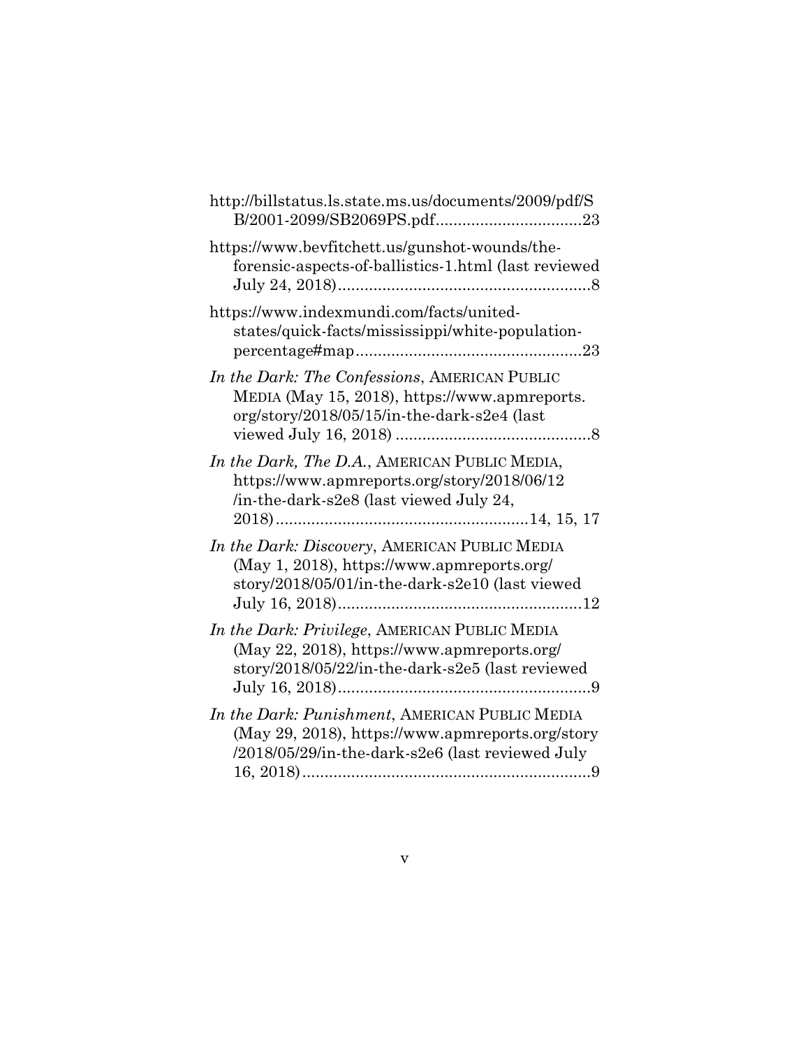http://billstatus.ls.state.ms.us/documents/2009/pdf/SB/2001-2099/SB2069PS.pdf................................23

https://www.bevfitchett.us/gunshot-wounds/the-forensic-aspects-of-ballistics-1.html (last reviewed July 24, 2018)........................................................8

https://www.indexmundi.com/facts/united-states/quick-facts/mississippi/white-population-percentage#map..................................................23

*In the Dark: The Confessions*, AMERICAN PUBLIC MEDIA (May 15, 2018), https://www.apmreports.org/story/2018/05/15/in-the-dark-s2e4 (last viewed July 16, 2018) ...........................................8

*In the Dark, The D.A.*, AMERICAN PUBLIC MEDIA, https://www.apmreports.org/story/2018/06/12/in-the-dark-s2e8 (last viewed July 24, 2018)........................................................14, 15, 17

*In the Dark: Discovery*, AMERICAN PUBLIC MEDIA (May 1, 2018), https://www.apmreports.org/story/2018/05/01/in-the-dark-s2e10 (last viewed July 16, 2018)......................................................12

*In the Dark: Privilege*, AMERICAN PUBLIC MEDIA (May 22, 2018), https://www.apmreports.org/story/2018/05/22/in-the-dark-s2e5 (last reviewed July 16, 2018)........................................................9

*In the Dark: Punishment*, AMERICAN PUBLIC MEDIA (May 29, 2018), https://www.apmreports.org/story/2018/05/29/in-the-dark-s2e6 (last reviewed July 16, 2018)................................................................9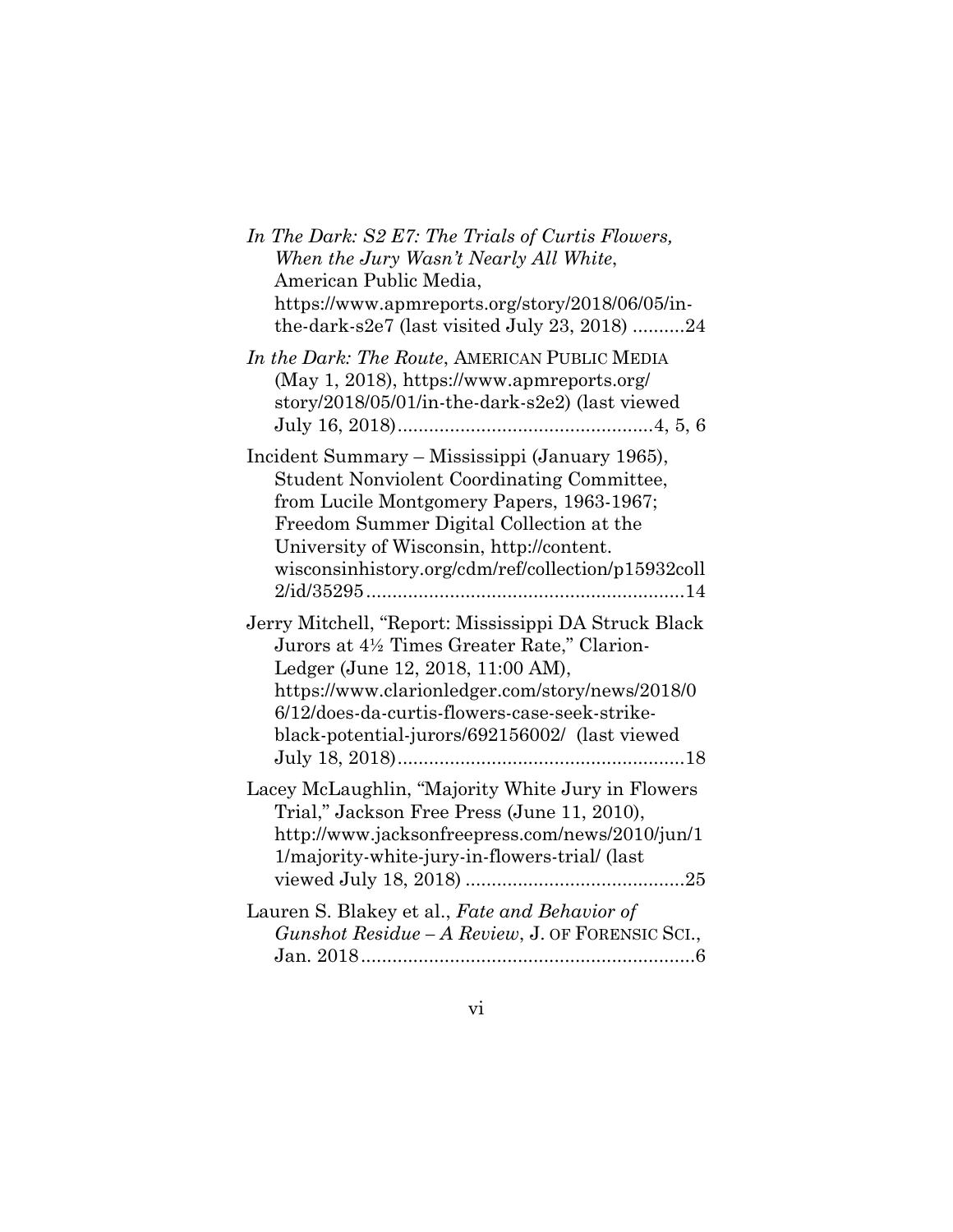*In The Dark: S2 E7: The Trials of Curtis Flowers, When the Jury Wasn't Nearly All White*, American Public Media, https://www.apmreports.org/story/2018/06/05/in-the-dark-s2e7 (last visited July 23, 2018) ..........24

*In the Dark: The Route*, AMERICAN PUBLIC MEDIA (May 1, 2018), https://www.apmreports.org/story/2018/05/01/in-the-dark-s2e2) (last viewed July 16, 2018)................................................4, 5, 6

Incident Summary – Mississippi (January 1965), Student Nonviolent Coordinating Committee, from Lucile Montgomery Papers, 1963-1967; Freedom Summer Digital Collection at the University of Wisconsin, http://content.wisconsinhistory.org/cdm/ref/collection/p15932coll2/id/35295............................................................14

Jerry Mitchell, "Report: Mississippi DA Struck Black Jurors at 4½ Times Greater Rate," Clarion-Ledger (June 12, 2018, 11:00 AM), https://www.clarionledger.com/story/news/2018/06/12/does-da-curtis-flowers-case-seek-strike-black-potential-jurors/692156002/ (last viewed July 18, 2018).......................................................18

Lacey McLaughlin, "Majority White Jury in Flowers Trial," Jackson Free Press (June 11, 2010), http://www.jacksonfreepress.com/news/2010/jun/11/majority-white-jury-in-flowers-trial/ (last viewed July 18, 2018) ..........................................25

Lauren S. Blakey et al., *Fate and Behavior of Gunshot Residue – A Review*, J. OF FORENSIC SCI., Jan. 2018................................................................6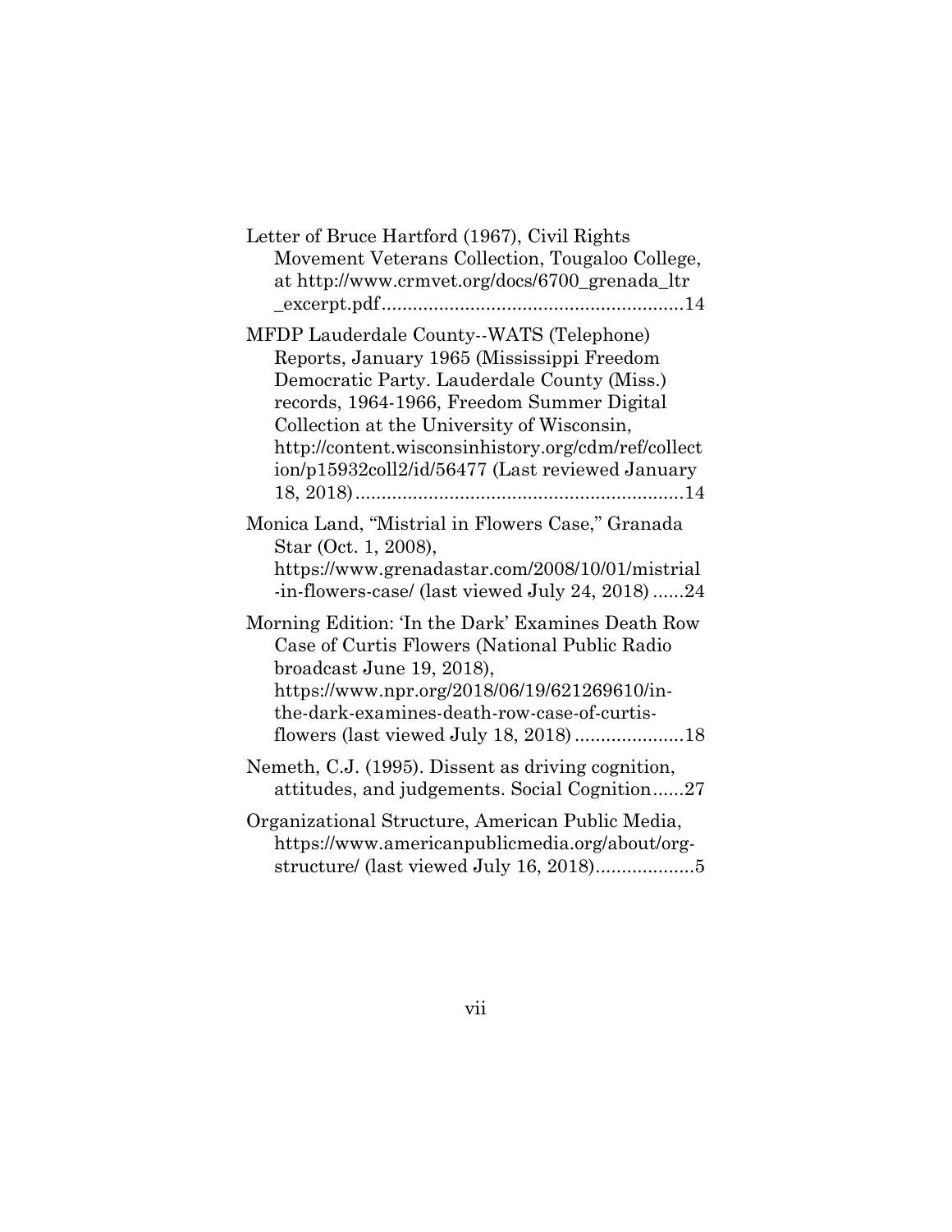Letter of Bruce Hartford (1967), Civil Rights Movement Veterans Collection, Tougaloo College, at http://www.crmvet.org/docs/6700_grenada_ltr_excerpt.pdf........................................................14

MFDP Lauderdale County--WATS (Telephone) Reports, January 1965 (Mississippi Freedom Democratic Party. Lauderdale County (Miss.) records, 1964-1966, Freedom Summer Digital Collection at the University of Wisconsin, http://content.wisconsinhistory.org/cdm/ref/collection/p15932coll2/id/56477 (Last reviewed January 18, 2018)..............................................................14

Monica Land, "Mistrial in Flowers Case," Granada Star (Oct. 1, 2008), https://www.grenadastar.com/2008/10/01/mistrial-in-flowers-case/ (last viewed July 24, 2018) ......24

Morning Edition: 'In the Dark' Examines Death Row Case of Curtis Flowers (National Public Radio broadcast June 19, 2018), https://www.npr.org/2018/06/19/621269610/in-the-dark-examines-death-row-case-of-curtis-flowers (last viewed July 18, 2018) .....................18

Nemeth, C.J. (1995). Dissent as driving cognition, attitudes, and judgements. Social Cognition......27

Organizational Structure, American Public Media, https://www.americanpublicmedia.org/about/org-structure/ (last viewed July 16, 2018)...................5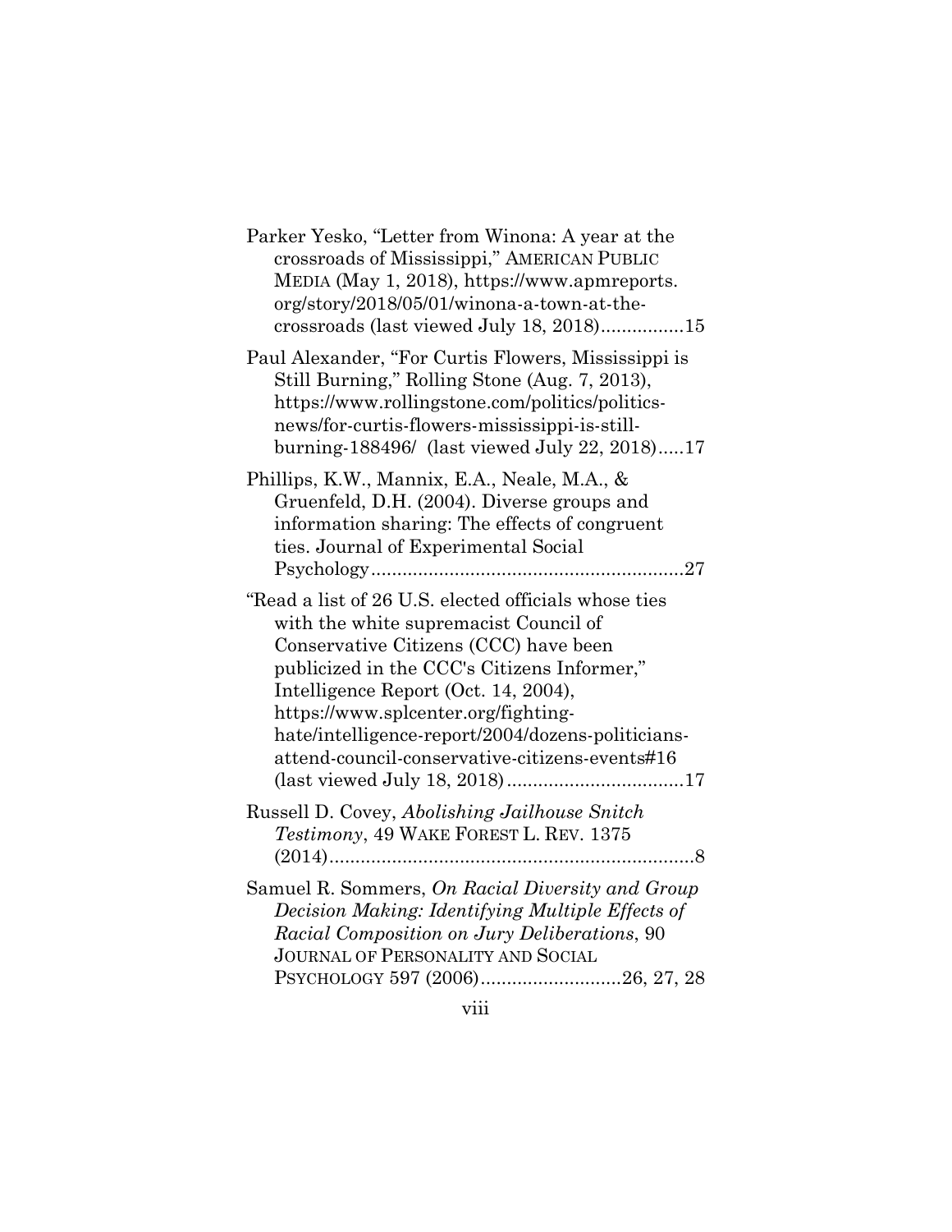Parker Yesko, "Letter from Winona: A year at the crossroads of Mississippi," AMERICAN PUBLIC MEDIA (May 1, 2018), https://www.apmreports.org/story/2018/05/01/winona-a-town-at-the-crossroads (last viewed July 18, 2018)................15

Paul Alexander, "For Curtis Flowers, Mississippi is Still Burning," Rolling Stone (Aug. 7, 2013), https://www.rollingstone.com/politics/politics-news/for-curtis-flowers-mississippi-is-still-burning-188496/ (last viewed July 22, 2018).....17

Phillips, K.W., Mannix, E.A., Neale, M.A., & Gruenfeld, D.H. (2004). Diverse groups and information sharing: The effects of congruent ties. Journal of Experimental Social Psychology...........................................................27

"Read a list of 26 U.S. elected officials whose ties with the white supremacist Council of Conservative Citizens (CCC) have been publicized in the CCC's Citizens Informer," Intelligence Report (Oct. 14, 2004), https://www.splcenter.org/fighting-hate/intelligence-report/2004/dozens-politicians-attend-council-conservative-citizens-events#16 (last viewed July 18, 2018)..................................17

Russell D. Covey, *Abolishing Jailhouse Snitch Testimony*, 49 WAKE FOREST L. REV. 1375 (2014)......................................................................8

Samuel R. Sommers, *On Racial Diversity and Group Decision Making: Identifying Multiple Effects of Racial Composition on Jury Deliberations*, 90 JOURNAL OF PERSONALITY AND SOCIAL PSYCHOLOGY 597 (2006)...........................26, 27, 28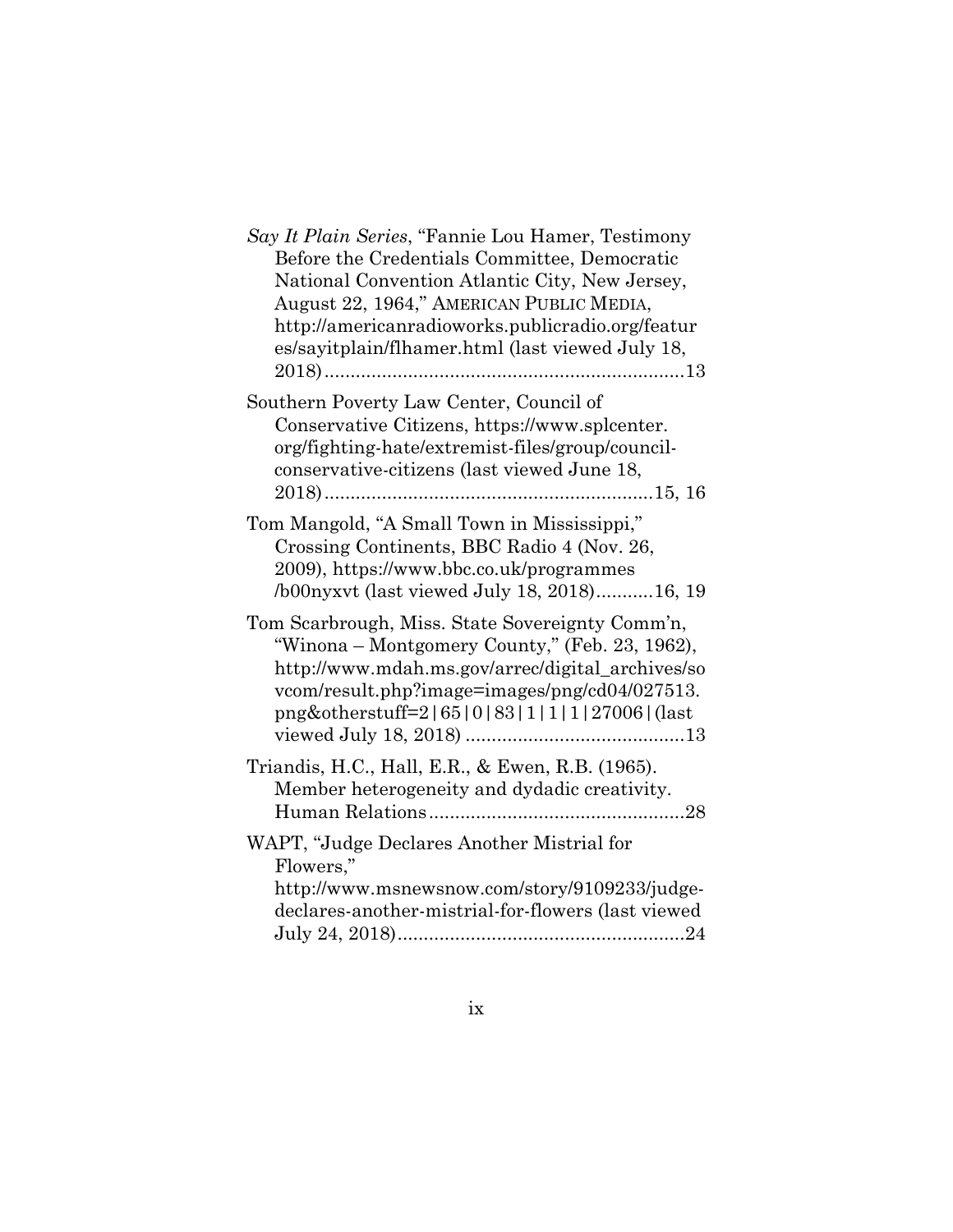*Say It Plain Series*, "Fannie Lou Hamer, Testimony Before the Credentials Committee, Democratic National Convention Atlantic City, New Jersey, August 22, 1964," AMERICAN PUBLIC MEDIA, http://americanradioworks.publicradio.org/features/sayitplain/flhamer.html (last viewed July 18, 2018)....................................................................13

Southern Poverty Law Center, Council of Conservative Citizens, https://www.splcenter.org/fighting-hate/extremist-files/group/council-conservative-citizens (last viewed June 18, 2018)..............................................................15, 16

Tom Mangold, "A Small Town in Mississippi," Crossing Continents, BBC Radio 4 (Nov. 26, 2009), https://www.bbc.co.uk/programmes/b00nyxvt (last viewed July 18, 2018)...........16, 19

Tom Scarbrough, Miss. State Sovereignty Comm'n, "Winona – Montgomery County," (Feb. 23, 1962), http://www.mdah.ms.gov/arrec/digital_archives/sovcom/result.php?image=images/png/cd04/027513.png&otherstuff=2|65|0|83|1|1|1|27006|(last viewed July 18, 2018) ..........................................13

Triandis, H.C., Hall, E.R., & Ewen, R.B. (1965). Member heterogeneity and dydadic creativity. Human Relations.................................................28

WAPT, "Judge Declares Another Mistrial for Flowers," http://www.msnewsnow.com/story/9109233/judge-declares-another-mistrial-for-flowers (last viewed July 24, 2018).......................................................24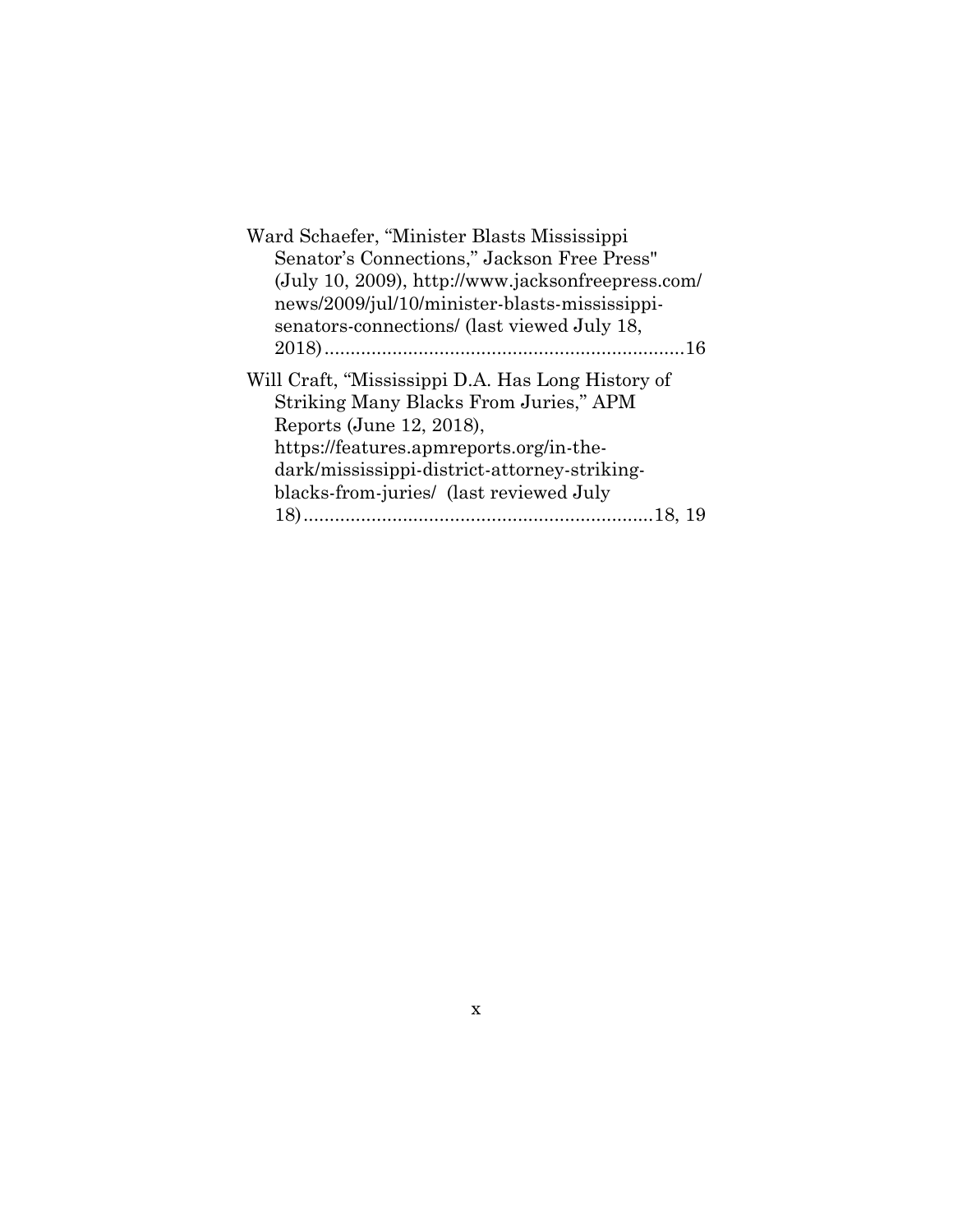Ward Schaefer, "Minister Blasts Mississippi Senator's Connections," Jackson Free Press" (July 10, 2009), http://www.jacksonfreepress.com/news/2009/jul/10/minister-blasts-mississippi-senators-connections/ (last viewed July 18, 2018)....................................................................16

Will Craft, "Mississippi D.A. Has Long History of Striking Many Blacks From Juries," APM Reports (June 12, 2018), https://features.apmreports.org/in-the-dark/mississippi-district-attorney-striking-blacks-from-juries/ (last reviewed July 18)..................................................................18, 19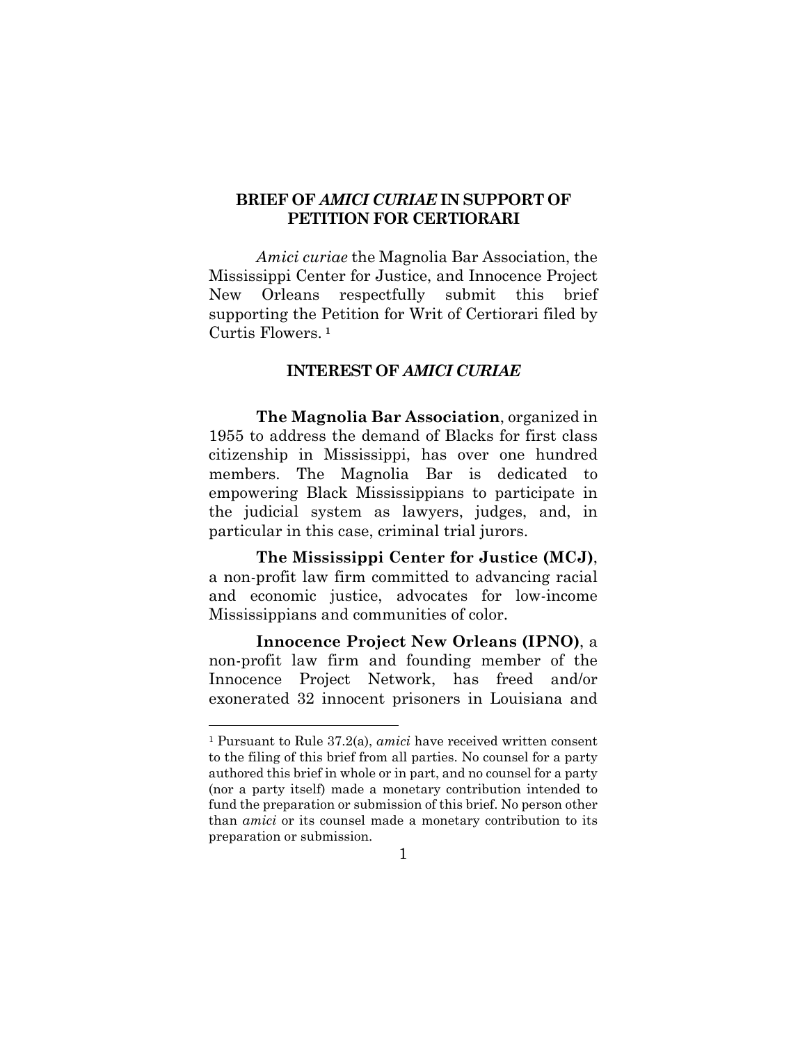## BRIEF OF *AMICI CURIAE* IN SUPPORT OF PETITION FOR CERTIORARI

*Amici curiae* the Magnolia Bar Association, the Mississippi Center for Justice, and Innocence Project New Orleans respectfully submit this brief supporting the Petition for Writ of Certiorari filed by Curtis Flowers. [1]

## INTEREST OF *AMICI CURIAE*

**The Magnolia Bar Association**, organized in 1955 to address the demand of Blacks for first class citizenship in Mississippi, has over one hundred members. The Magnolia Bar is dedicated to empowering Black Mississippians to participate in the judicial system as lawyers, judges, and, in particular in this case, criminal trial jurors.

**The Mississippi Center for Justice (MCJ)**, a non-profit law firm committed to advancing racial and economic justice, advocates for low-income Mississippians and communities of color.

**Innocence Project New Orleans (IPNO)**, a non-profit law firm and founding member of the Innocence Project Network, has freed and/or exonerated 32 innocent prisoners in Louisiana and

[1] Pursuant to Rule 37.2(a), *amici* have received written consent to the filing of this brief from all parties. No counsel for a party authored this brief in whole or in part, and no counsel for a party (nor a party itself) made a monetary contribution intended to fund the preparation or submission of this brief. No person other than *amici* or its counsel made a monetary contribution to its preparation or submission.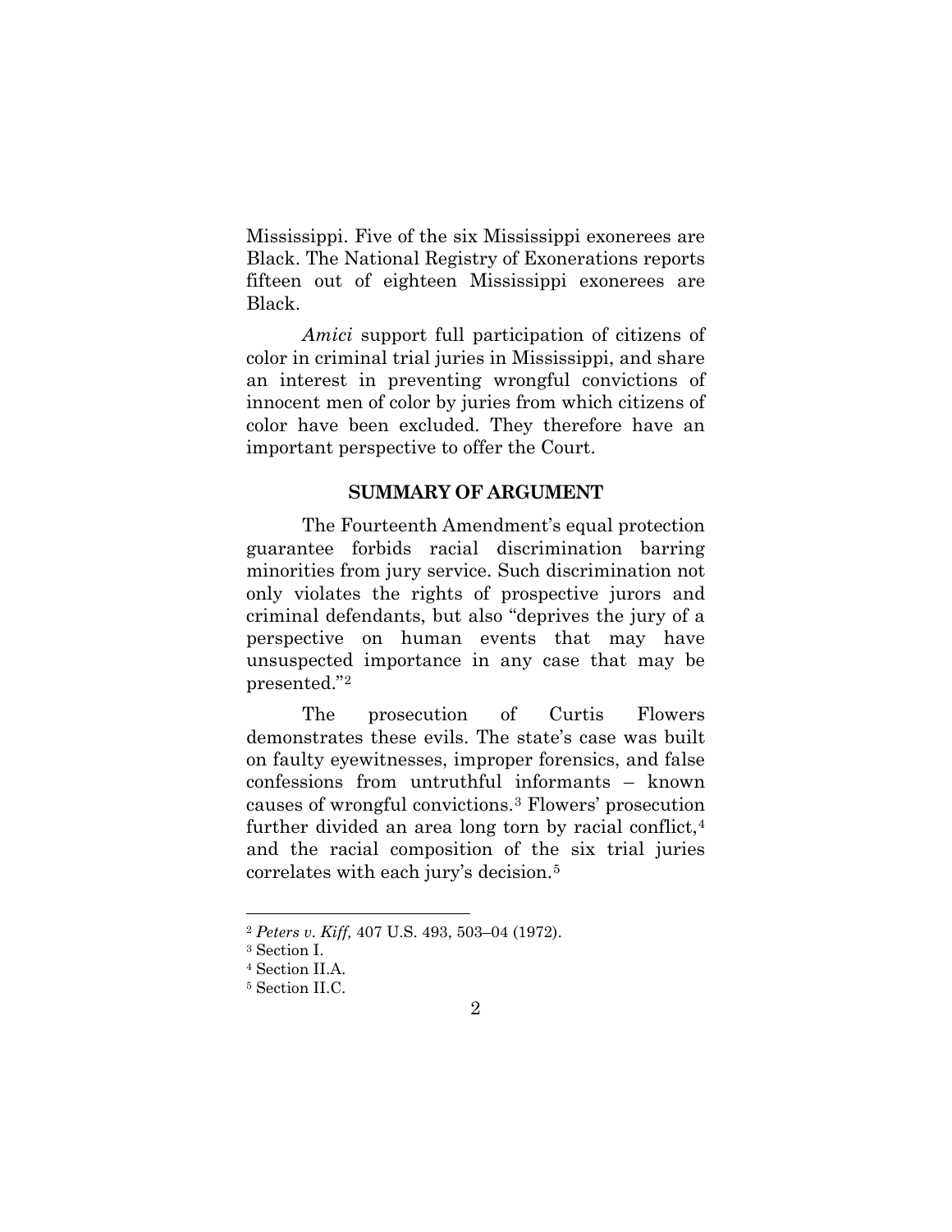Mississippi. Five of the six Mississippi exonerees are Black. The National Registry of Exonerations reports fifteen out of eighteen Mississippi exonerees are Black.

*Amici* support full participation of citizens of color in criminal trial juries in Mississippi, and share an interest in preventing wrongful convictions of innocent men of color by juries from which citizens of color have been excluded. They therefore have an important perspective to offer the Court.

## SUMMARY OF ARGUMENT

The Fourteenth Amendment's equal protection guarantee forbids racial discrimination barring minorities from jury service. Such discrimination not only violates the rights of prospective jurors and criminal defendants, but also "deprives the jury of a perspective on human events that may have unsuspected importance in any case that may be presented."[2]

The prosecution of Curtis Flowers demonstrates these evils. The state's case was built on faulty eyewitnesses, improper forensics, and false confessions from untruthful informants – known causes of wrongful convictions.[3] Flowers' prosecution further divided an area long torn by racial conflict,[4] and the racial composition of the six trial juries correlates with each jury's decision.[5]

---

[2] *Peters v. Kiff,* 407 U.S. 493, 503–04 (1972).

[3] Section I.

[4] Section II.A.

[5] Section II.C.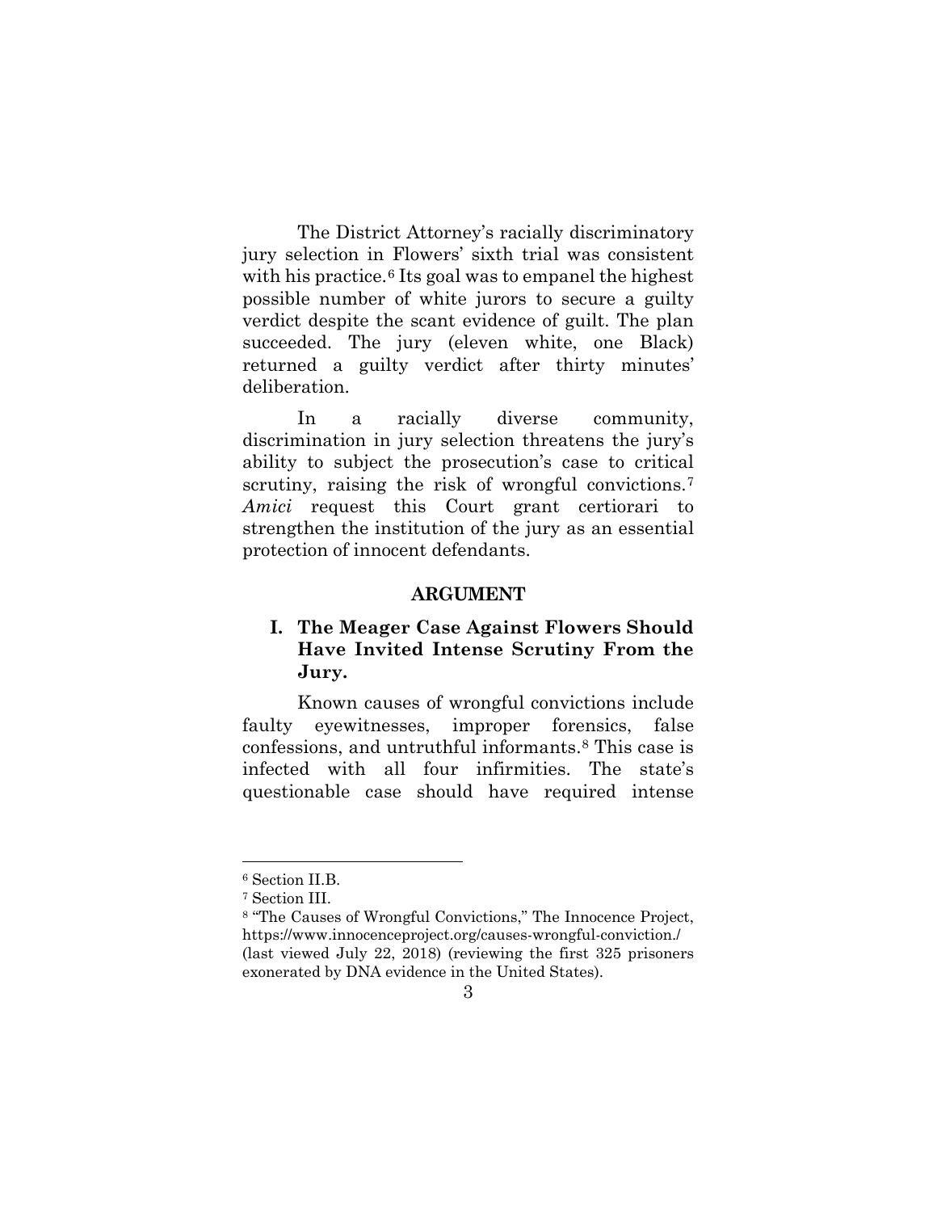The District Attorney's racially discriminatory jury selection in Flowers' sixth trial was consistent with his practice.[6] Its goal was to empanel the highest possible number of white jurors to secure a guilty verdict despite the scant evidence of guilt. The plan succeeded. The jury (eleven white, one Black) returned a guilty verdict after thirty minutes' deliberation.

In a racially diverse community, discrimination in jury selection threatens the jury's ability to subject the prosecution's case to critical scrutiny, raising the risk of wrongful convictions.[7] *Amici* request this Court grant certiorari to strengthen the institution of the jury as an essential protection of innocent defendants.

## ARGUMENT

### I. The Meager Case Against Flowers Should Have Invited Intense Scrutiny From the Jury.

Known causes of wrongful convictions include faulty eyewitnesses, improper forensics, false confessions, and untruthful informants.[8] This case is infected with all four infirmities. The state's questionable case should have required intense

---

[6] Section II.B.

[7] Section III.

[8] "The Causes of Wrongful Convictions," The Innocence Project, https://www.innocenceproject.org/causes-wrongful-conviction./ (last viewed July 22, 2018) (reviewing the first 325 prisoners exonerated by DNA evidence in the United States).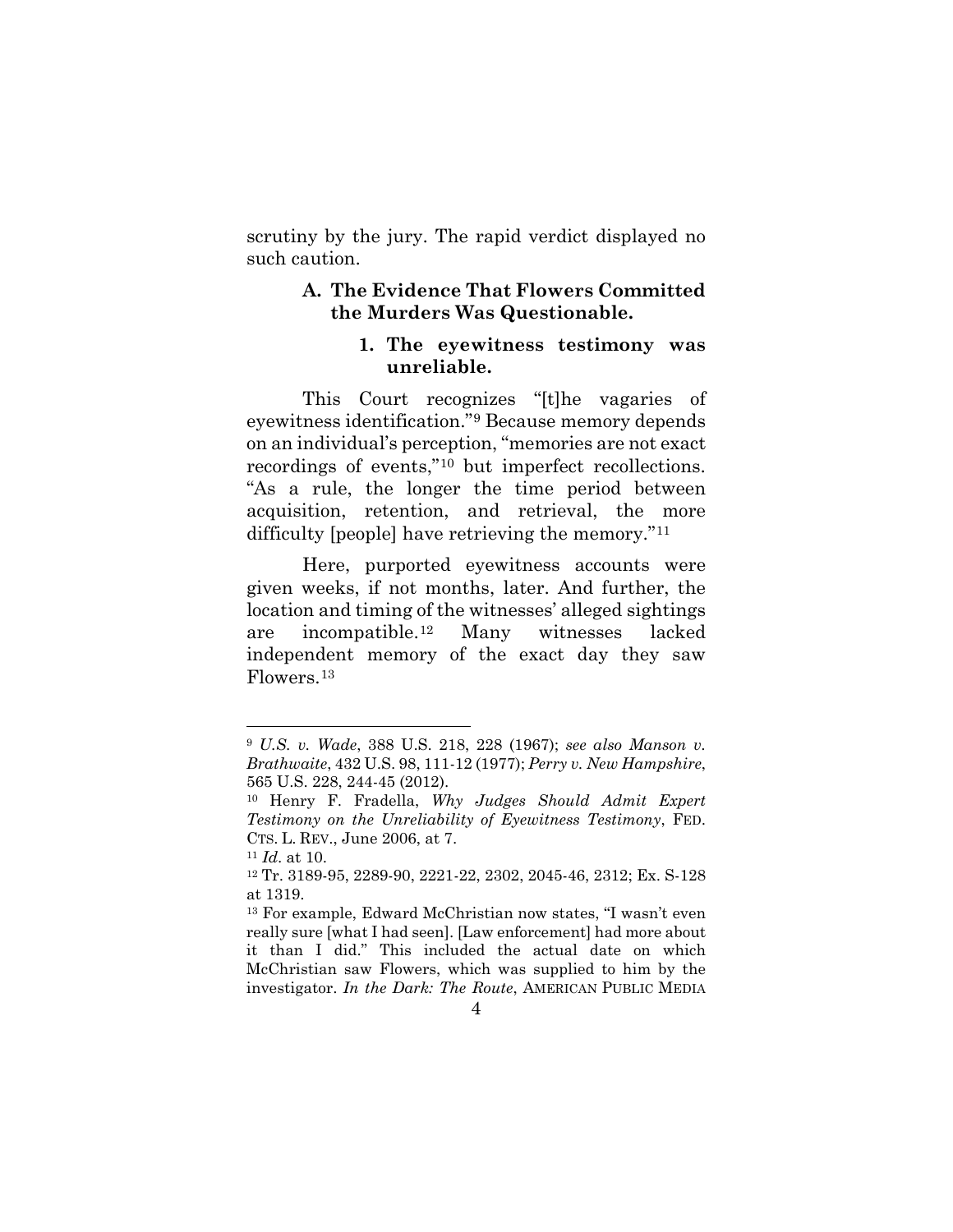scrutiny by the jury. The rapid verdict displayed no such caution.

### A. The Evidence That Flowers Committed the Murders Was Questionable.

#### 1. The eyewitness testimony was unreliable.

This Court recognizes "[t]he vagaries of eyewitness identification."[9] Because memory depends on an individual's perception, "memories are not exact recordings of events,"[10] but imperfect recollections. "As a rule, the longer the time period between acquisition, retention, and retrieval, the more difficulty [people] have retrieving the memory."[11]

Here, purported eyewitness accounts were given weeks, if not months, later. And further, the location and timing of the witnesses' alleged sightings are incompatible.[12] Many witnesses lacked independent memory of the exact day they saw Flowers.[13]

---

[9] *U.S. v. Wade*, 388 U.S. 218, 228 (1967); *see also Manson v. Brathwaite*, 432 U.S. 98, 111-12 (1977); *Perry v. New Hampshire*, 565 U.S. 228, 244-45 (2012).

[10] Henry F. Fradella, *Why Judges Should Admit Expert Testimony on the Unreliability of Eyewitness Testimony*, FED. CTS. L. REV., June 2006, at 7.

[11] *Id*. at 10.

[12] Tr. 3189-95, 2289-90, 2221-22, 2302, 2045-46, 2312; Ex. S-128 at 1319.

[13] For example, Edward McChristian now states, "I wasn't even really sure [what I had seen]. [Law enforcement] had more about it than I did." This included the actual date on which McChristian saw Flowers, which was supplied to him by the investigator. *In the Dark: The Route*, AMERICAN PUBLIC MEDIA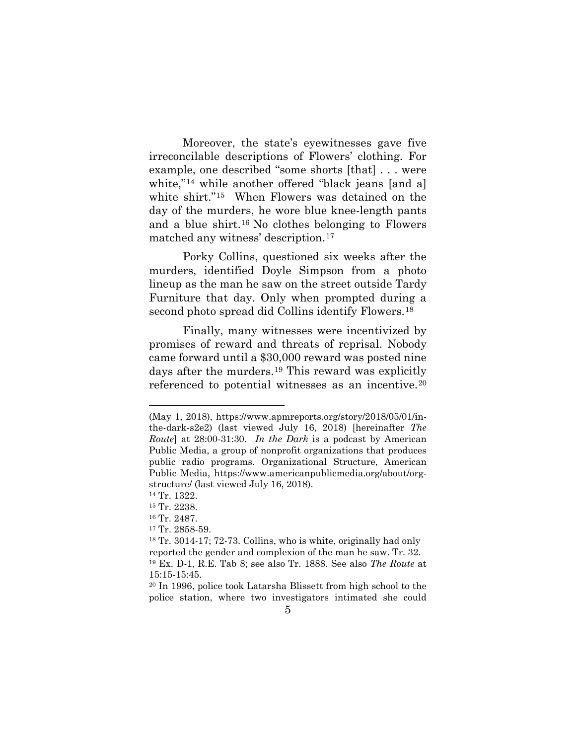Moreover, the state's eyewitnesses gave five irreconcilable descriptions of Flowers' clothing. For example, one described "some shorts [that] . . . were white,"[14] while another offered "black jeans [and a] white shirt."[15] When Flowers was detained on the day of the murders, he wore blue knee-length pants and a blue shirt.[16] No clothes belonging to Flowers matched any witness' description.[17]

Porky Collins, questioned six weeks after the murders, identified Doyle Simpson from a photo lineup as the man he saw on the street outside Tardy Furniture that day. Only when prompted during a second photo spread did Collins identify Flowers.[18]

Finally, many witnesses were incentivized by promises of reward and threats of reprisal. Nobody came forward until a $30,000 reward was posted nine days after the murders.[19] This reward was explicitly referenced to potential witnesses as an incentive.[20]

---

(May 1, 2018), https://www.apmreports.org/story/2018/05/01/in-the-dark-s2e2) (last viewed July 16, 2018) [hereinafter *The Route*] at 28:00-31:30. *In the Dark* is a podcast by American Public Media, a group of nonprofit organizations that produces public radio programs. Organizational Structure, American Public Media, https://www.americanpublicmedia.org/about/org-structure/ (last viewed July 16, 2018).

[14] Tr. 1322.

[15] Tr. 2238.

[16] Tr. 2487.

[17] Tr. 2858-59.

[18] Tr. 3014-17; 72-73. Collins, who is white, originally had only reported the gender and complexion of the man he saw. Tr. 32.

[19] Ex. D-1, R.E. Tab 8; see also Tr. 1888. See also *The Route* at 15:15-15:45.

[20] In 1996, police took Latarsha Blissett from high school to the police station, where two investigators intimated she could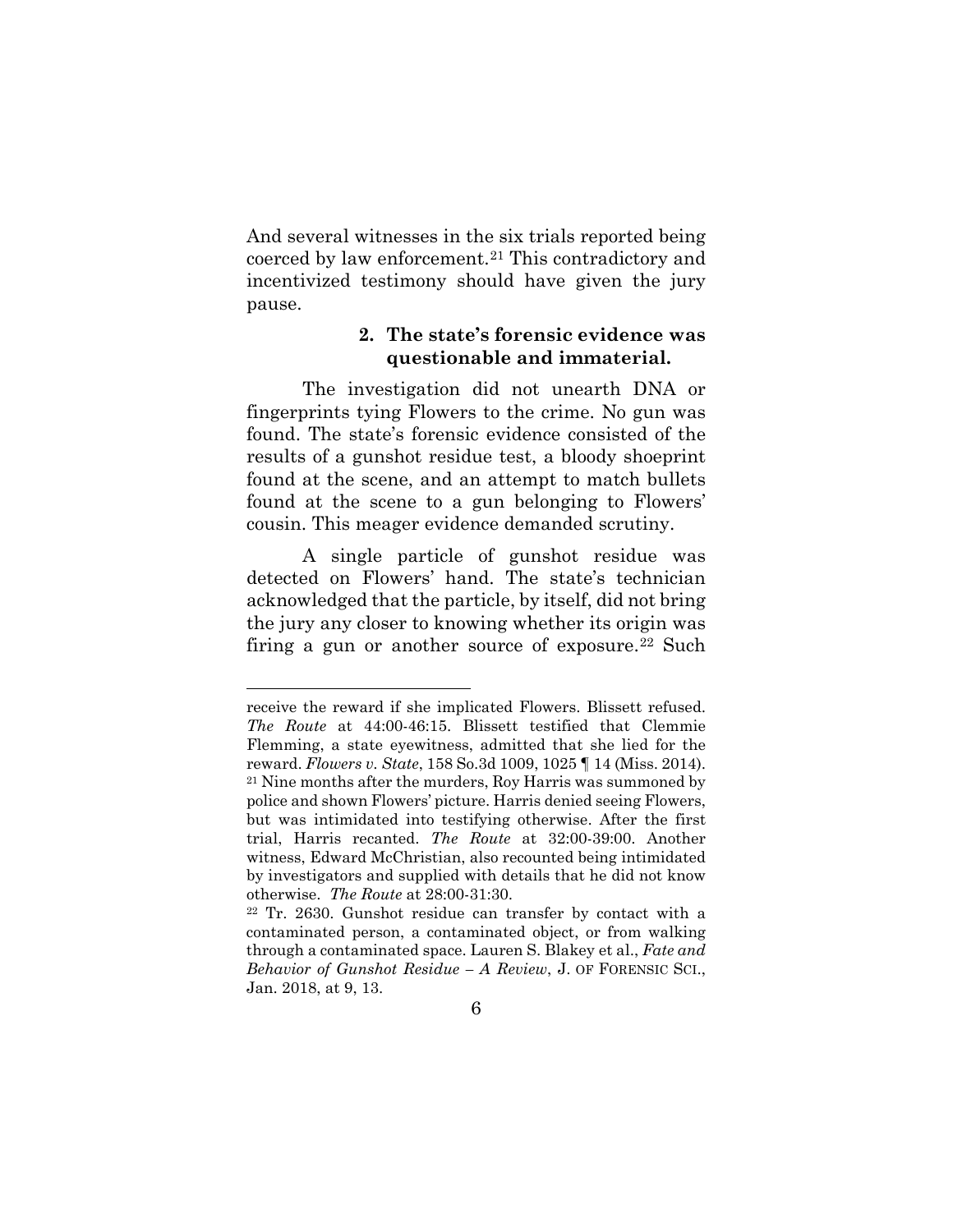And several witnesses in the six trials reported being coerced by law enforcement.[21] This contradictory and incentivized testimony should have given the jury pause.

### 2. The state's forensic evidence was questionable and immaterial.

The investigation did not unearth DNA or fingerprints tying Flowers to the crime. No gun was found. The state's forensic evidence consisted of the results of a gunshot residue test, a bloody shoeprint found at the scene, and an attempt to match bullets found at the scene to a gun belonging to Flowers' cousin. This meager evidence demanded scrutiny.

A single particle of gunshot residue was detected on Flowers' hand. The state's technician acknowledged that the particle, by itself, did not bring the jury any closer to knowing whether its origin was firing a gun or another source of exposure.[22] Such

---

receive the reward if she implicated Flowers. Blissett refused. *The Route* at 44:00-46:15. Blissett testified that Clemmie Flemming, a state eyewitness, admitted that she lied for the reward. *Flowers v. State*, 158 So.3d 1009, 1025 ¶ 14 (Miss. 2014).

[21] Nine months after the murders, Roy Harris was summoned by police and shown Flowers' picture. Harris denied seeing Flowers, but was intimidated into testifying otherwise. After the first trial, Harris recanted. *The Route* at 32:00-39:00. Another witness, Edward McChristian, also recounted being intimidated by investigators and supplied with details that he did not know otherwise. *The Route* at 28:00-31:30.

[22] Tr. 2630. Gunshot residue can transfer by contact with a contaminated person, a contaminated object, or from walking through a contaminated space. Lauren S. Blakey et al., *Fate and Behavior of Gunshot Residue – A Review*, J. OF FORENSIC SCI., Jan. 2018, at 9, 13.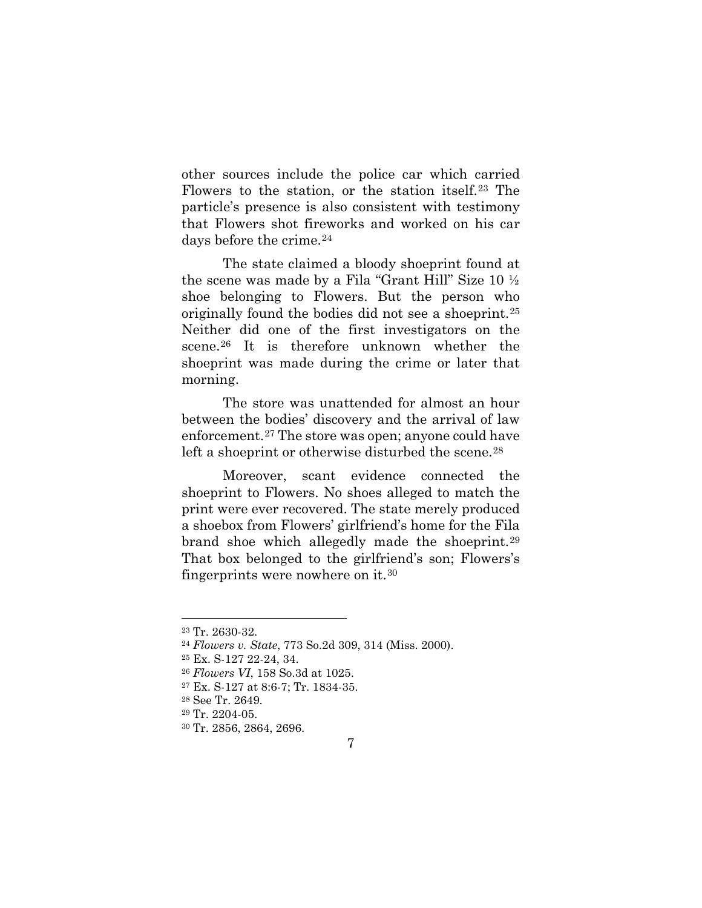other sources include the police car which carried Flowers to the station, or the station itself.[23] The particle's presence is also consistent with testimony that Flowers shot fireworks and worked on his car days before the crime.[24]

The state claimed a bloody shoeprint found at the scene was made by a Fila "Grant Hill" Size 10 ½ shoe belonging to Flowers. But the person who originally found the bodies did not see a shoeprint.[25] Neither did one of the first investigators on the scene.[26] It is therefore unknown whether the shoeprint was made during the crime or later that morning.

The store was unattended for almost an hour between the bodies' discovery and the arrival of law enforcement.[27] The store was open; anyone could have left a shoeprint or otherwise disturbed the scene.[28]

Moreover, scant evidence connected the shoeprint to Flowers. No shoes alleged to match the print were ever recovered. The state merely produced a shoebox from Flowers' girlfriend's home for the Fila brand shoe which allegedly made the shoeprint.[29] That box belonged to the girlfriend's son; Flowers's fingerprints were nowhere on it.[30]

---

[23] Tr. 2630-32.

[24] *Flowers v. State*, 773 So.2d 309, 314 (Miss. 2000).

[25] Ex. S-127 22-24, 34.

[26] *Flowers VI*, 158 So.3d at 1025.

[27] Ex. S-127 at 8:6-7; Tr. 1834-35.

[28] See Tr. 2649.

[29] Tr. 2204-05.

[30] Tr. 2856, 2864, 2696.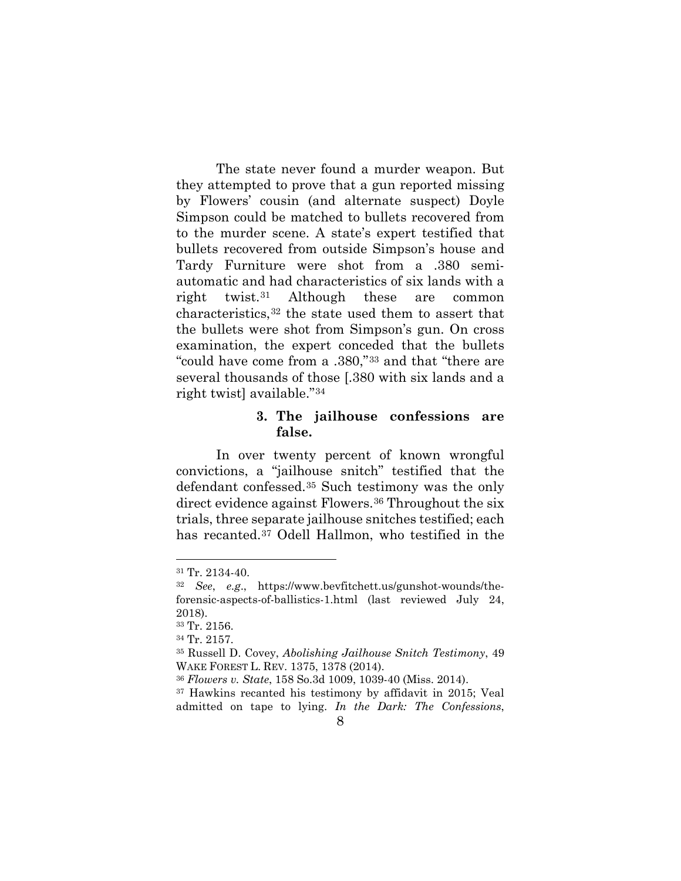The state never found a murder weapon. But they attempted to prove that a gun reported missing by Flowers' cousin (and alternate suspect) Doyle Simpson could be matched to bullets recovered from to the murder scene. A state's expert testified that bullets recovered from outside Simpson's house and Tardy Furniture were shot from a .380 semi-automatic and had characteristics of six lands with a right twist.[31] Although these are common characteristics,[32] the state used them to assert that the bullets were shot from Simpson's gun. On cross examination, the expert conceded that the bullets "could have come from a .380,"[33] and that "there are several thousands of those [.380 with six lands and a right twist] available."[34]

### 3. The jailhouse confessions are false.

In over twenty percent of known wrongful convictions, a "jailhouse snitch" testified that the defendant confessed.[35] Such testimony was the only direct evidence against Flowers.[36] Throughout the six trials, three separate jailhouse snitches testified; each has recanted.[37] Odell Hallmon, who testified in the

---

[31] Tr. 2134-40.

[32] *See*, *e.g*., https://www.bevfitchett.us/gunshot-wounds/the-forensic-aspects-of-ballistics-1.html (last reviewed July 24, 2018).

[33] Tr. 2156.

[34] Tr. 2157.

[35] Russell D. Covey, *Abolishing Jailhouse Snitch Testimony*, 49 WAKE FOREST L. REV. 1375, 1378 (2014).

[36] *Flowers v. State*, 158 So.3d 1009, 1039-40 (Miss. 2014).

[37] Hawkins recanted his testimony by affidavit in 2015; Veal admitted on tape to lying. *In the Dark: The Confessions*,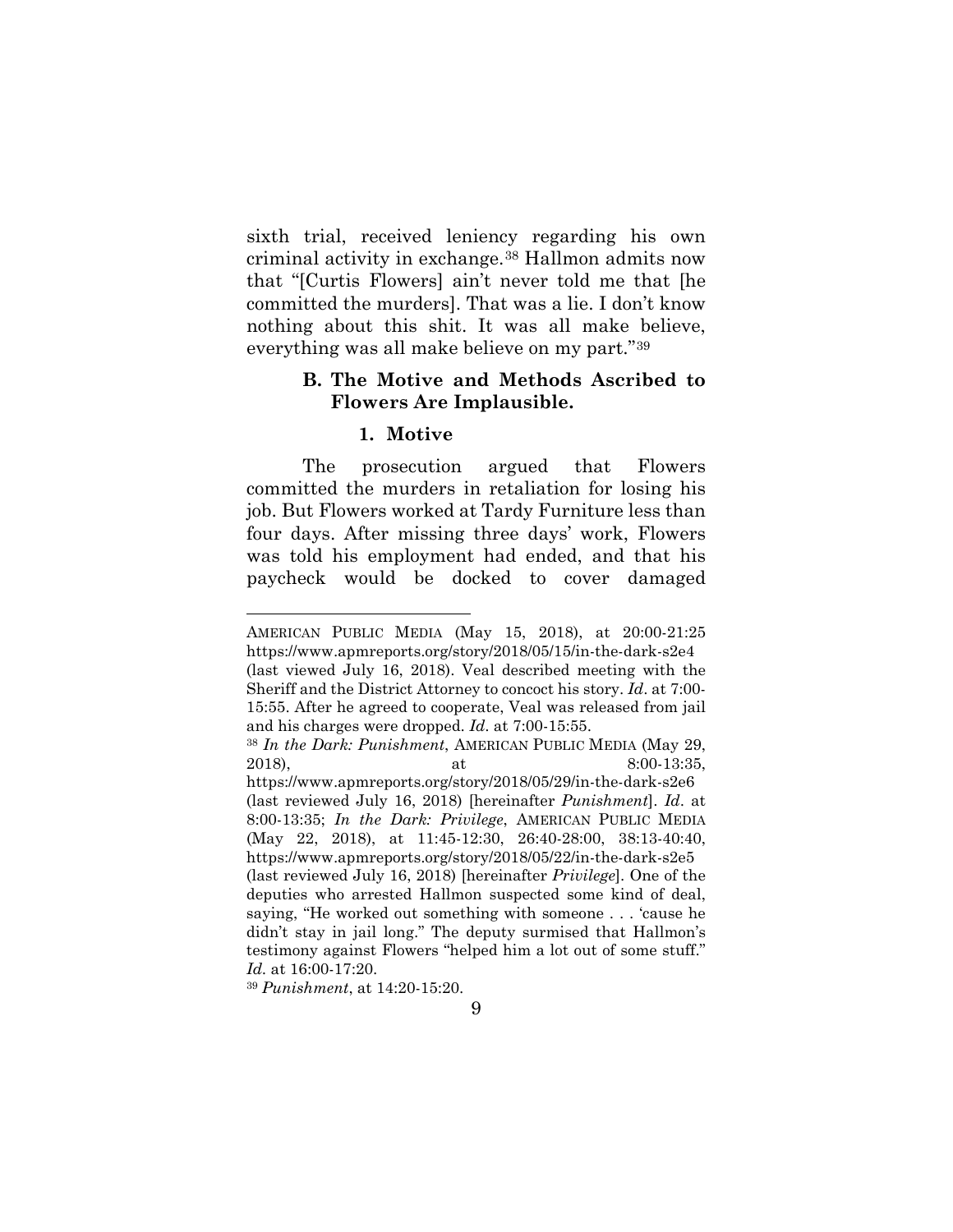sixth trial, received leniency regarding his own criminal activity in exchange.[38] Hallmon admits now that "[Curtis Flowers] ain't never told me that [he committed the murders]. That was a lie. I don't know nothing about this shit. It was all make believe, everything was all make believe on my part."[39]

### B. The Motive and Methods Ascribed to Flowers Are Implausible.

#### 1. Motive

The prosecution argued that Flowers committed the murders in retaliation for losing his job. But Flowers worked at Tardy Furniture less than four days. After missing three days' work, Flowers was told his employment had ended, and that his paycheck would be docked to cover damaged

---

AMERICAN PUBLIC MEDIA (May 15, 2018), at 20:00-21:25 https://www.apmreports.org/story/2018/05/15/in-the-dark-s2e4 (last viewed July 16, 2018). Veal described meeting with the Sheriff and the District Attorney to concoct his story. *Id*. at 7:00-15:55. After he agreed to cooperate, Veal was released from jail and his charges were dropped. *Id*. at 7:00-15:55.

[38] *In the Dark: Punishment*, AMERICAN PUBLIC MEDIA (May 29, 2018), at 8:00-13:35, https://www.apmreports.org/story/2018/05/29/in-the-dark-s2e6 (last reviewed July 16, 2018) [hereinafter *Punishment*]. *Id*. at 8:00-13:35; *In the Dark: Privilege*, AMERICAN PUBLIC MEDIA (May 22, 2018), at 11:45-12:30, 26:40-28:00, 38:13-40:40, https://www.apmreports.org/story/2018/05/22/in-the-dark-s2e5 (last reviewed July 16, 2018) [hereinafter *Privilege*]. One of the deputies who arrested Hallmon suspected some kind of deal, saying, "He worked out something with someone . . . 'cause he didn't stay in jail long." The deputy surmised that Hallmon's testimony against Flowers "helped him a lot out of some stuff." *Id*. at 16:00-17:20.

[39] *Punishment*, at 14:20-15:20.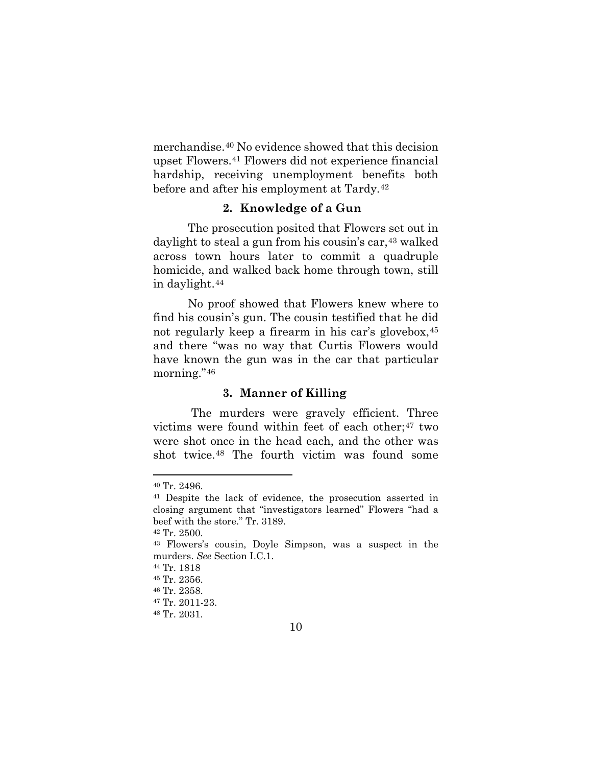merchandise.[40] No evidence showed that this decision upset Flowers.[41] Flowers did not experience financial hardship, receiving unemployment benefits both before and after his employment at Tardy.[42]

### 2. Knowledge of a Gun

The prosecution posited that Flowers set out in daylight to steal a gun from his cousin's car,[43] walked across town hours later to commit a quadruple homicide, and walked back home through town, still in daylight.[44]

No proof showed that Flowers knew where to find his cousin's gun. The cousin testified that he did not regularly keep a firearm in his car's glovebox,[45] and there "was no way that Curtis Flowers would have known the gun was in the car that particular morning."[46]

### 3. Manner of Killing

The murders were gravely efficient. Three victims were found within feet of each other;[47] two were shot once in the head each, and the other was shot twice.[48] The fourth victim was found some

---

[40] Tr. 2496.

[41] Despite the lack of evidence, the prosecution asserted in closing argument that "investigators learned" Flowers "had a beef with the store." Tr. 3189.

[42] Tr. 2500.

[43] Flowers's cousin, Doyle Simpson, was a suspect in the murders. *See* Section I.C.1.

[44] Tr. 1818

[45] Tr. 2356.

[46] Tr. 2358.

[47] Tr. 2011-23.

[48] Tr. 2031.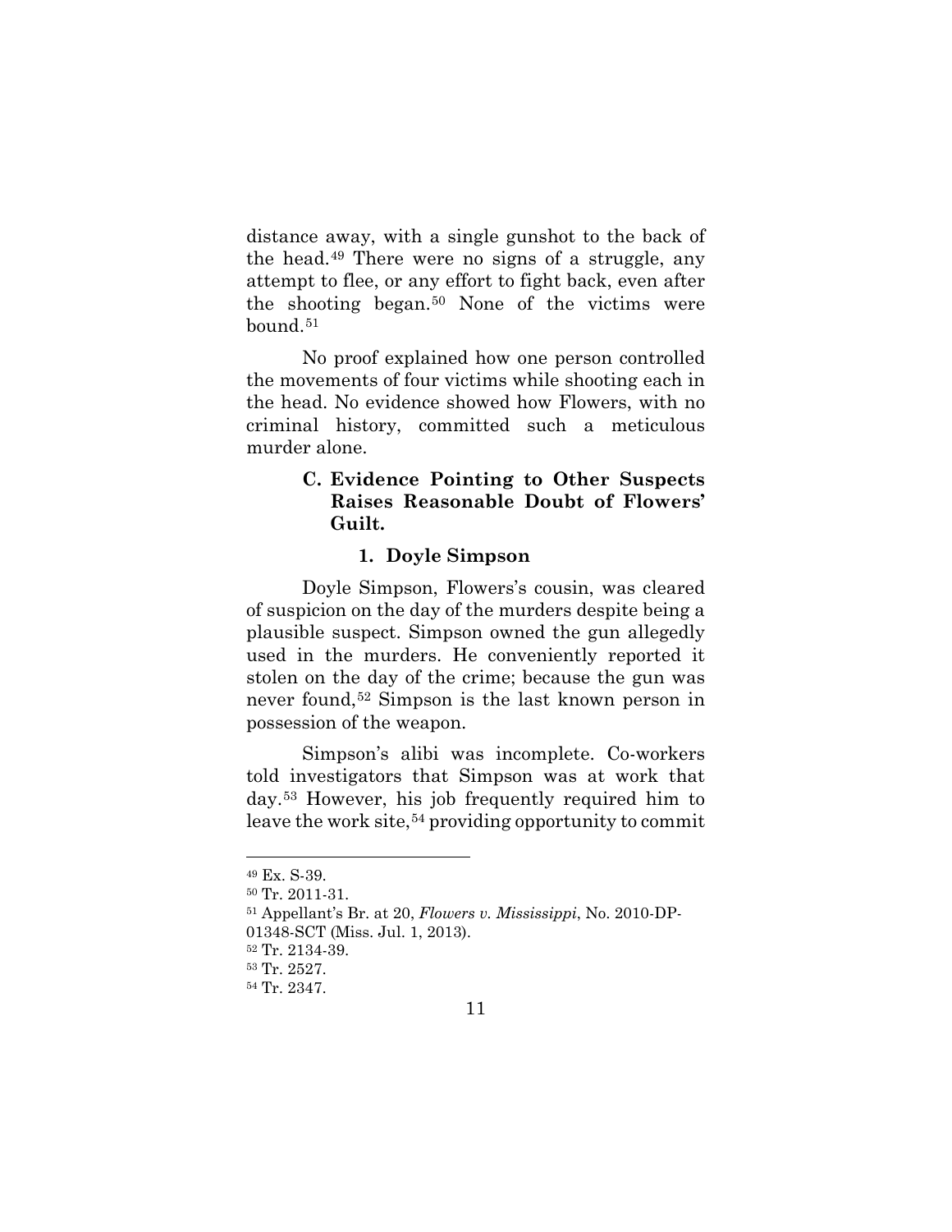distance away, with a single gunshot to the back of the head.[49] There were no signs of a struggle, any attempt to flee, or any effort to fight back, even after the shooting began.[50] None of the victims were bound.[51]

No proof explained how one person controlled the movements of four victims while shooting each in the head. No evidence showed how Flowers, with no criminal history, committed such a meticulous murder alone.

### C. Evidence Pointing to Other Suspects Raises Reasonable Doubt of Flowers' Guilt.

#### 1. Doyle Simpson

Doyle Simpson, Flowers's cousin, was cleared of suspicion on the day of the murders despite being a plausible suspect. Simpson owned the gun allegedly used in the murders. He conveniently reported it stolen on the day of the crime; because the gun was never found,[52] Simpson is the last known person in possession of the weapon.

Simpson's alibi was incomplete. Co-workers told investigators that Simpson was at work that day.[53] However, his job frequently required him to leave the work site,[54] providing opportunity to commit

---

[49] Ex. S-39.

[50] Tr. 2011-31.

[51] Appellant's Br. at 20, *Flowers v. Mississippi*, No. 2010-DP-01348-SCT (Miss. Jul. 1, 2013).

[52] Tr. 2134-39.

[53] Tr. 2527.

[54] Tr. 2347.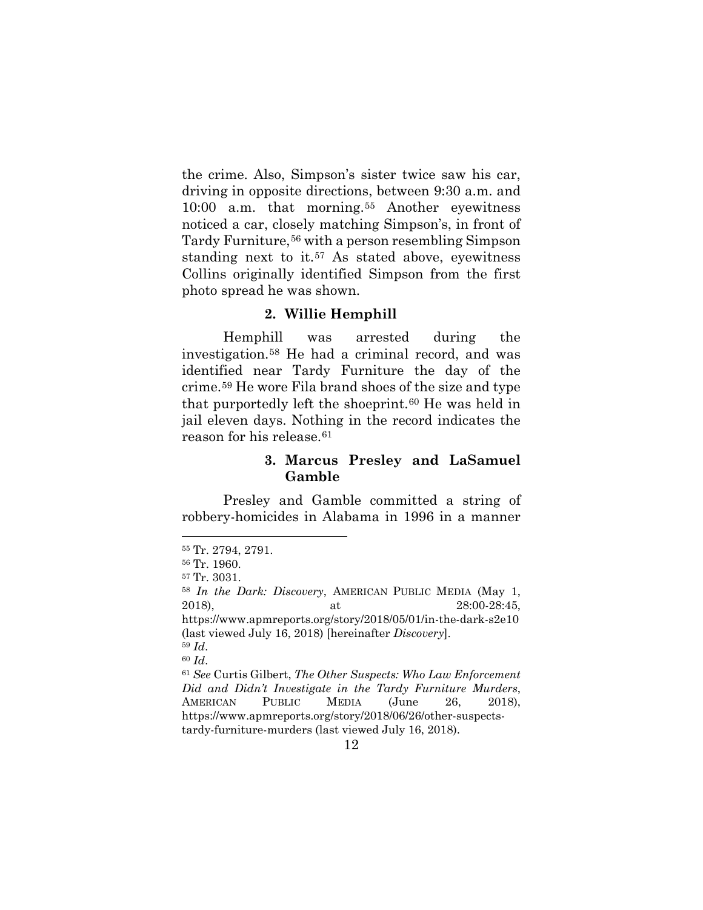the crime. Also, Simpson's sister twice saw his car, driving in opposite directions, between 9:30 a.m. and 10:00 a.m. that morning.[55] Another eyewitness noticed a car, closely matching Simpson's, in front of Tardy Furniture,[56] with a person resembling Simpson standing next to it.[57] As stated above, eyewitness Collins originally identified Simpson from the first photo spread he was shown.

### 2. Willie Hemphill

Hemphill was arrested during the investigation.[58] He had a criminal record, and was identified near Tardy Furniture the day of the crime.[59] He wore Fila brand shoes of the size and type that purportedly left the shoeprint.[60] He was held in jail eleven days. Nothing in the record indicates the reason for his release.[61]

### 3. Marcus Presley and LaSamuel Gamble

Presley and Gamble committed a string of robbery-homicides in Alabama in 1996 in a manner

---

[55] Tr. 2794, 2791.

[56] Tr. 1960.

[57] Tr. 3031.

[58] *In the Dark: Discovery*, AMERICAN PUBLIC MEDIA (May 1, 2018), at 28:00-28:45, https://www.apmreports.org/story/2018/05/01/in-the-dark-s2e10 (last viewed July 16, 2018) [hereinafter *Discovery*].

[59] *Id*.

[60] *Id*.

[61] *See* Curtis Gilbert, *The Other Suspects: Who Law Enforcement Did and Didn't Investigate in the Tardy Furniture Murders*, AMERICAN PUBLIC MEDIA (June 26, 2018), https://www.apmreports.org/story/2018/06/26/other-suspects-tardy-furniture-murders (last viewed July 16, 2018).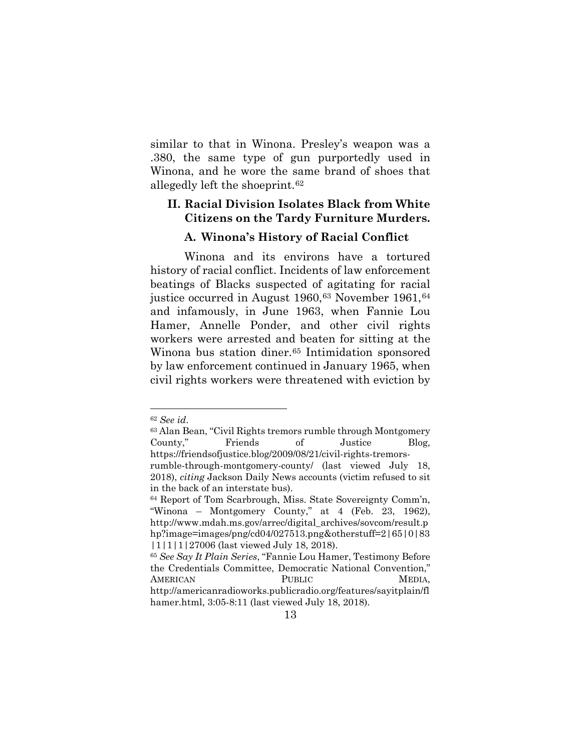similar to that in Winona. Presley's weapon was a .380, the same type of gun purportedly used in Winona, and he wore the same brand of shoes that allegedly left the shoeprint.[62]

## II. Racial Division Isolates Black from White Citizens on the Tardy Furniture Murders.

### A. Winona's History of Racial Conflict

Winona and its environs have a tortured history of racial conflict. Incidents of law enforcement beatings of Blacks suspected of agitating for racial justice occurred in August 1960,[63] November 1961,[64] and infamously, in June 1963, when Fannie Lou Hamer, Annelle Ponder, and other civil rights workers were arrested and beaten for sitting at the Winona bus station diner.[65] Intimidation sponsored by law enforcement continued in January 1965, when civil rights workers were threatened with eviction by

---

[62] *See id.*

[63] Alan Bean, "Civil Rights tremors rumble through Montgomery County," Friends of Justice Blog, https://friendsofjustice.blog/2009/08/21/civil-rights-tremors-rumble-through-montgomery-county/ (last viewed July 18, 2018), *citing* Jackson Daily News accounts (victim refused to sit in the back of an interstate bus).

[64] Report of Tom Scarbrough, Miss. State Sovereignty Comm'n, "Winona – Montgomery County," at 4 (Feb. 23, 1962), http://www.mdah.ms.gov/arrec/digital_archives/sovcom/result.php?image=images/png/cd04/027513.png&otherstuff=2|65|0|83|1|1|1|27006 (last viewed July 18, 2018).

[65] *See Say It Plain Series*, "Fannie Lou Hamer, Testimony Before the Credentials Committee, Democratic National Convention," AMERICAN PUBLIC MEDIA, http://americanradioworks.publicradio.org/features/sayitplain/flhamer.html, 3:05-8:11 (last viewed July 18, 2018).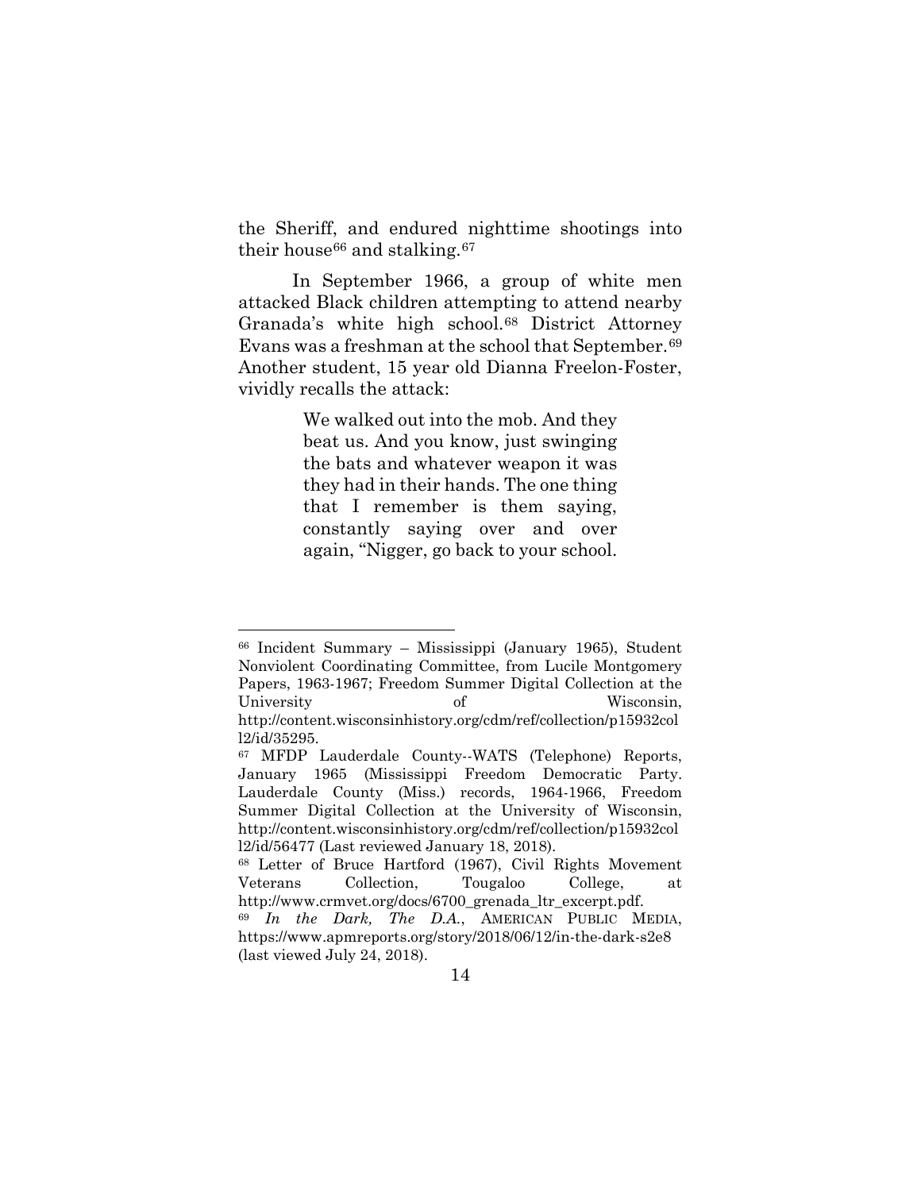the Sheriff, and endured nighttime shootings into their house[66] and stalking.[67]

In September 1966, a group of white men attacked Black children attempting to attend nearby Granada's white high school.[68] District Attorney Evans was a freshman at the school that September.[69] Another student, 15 year old Dianna Freelon-Foster, vividly recalls the attack:

> We walked out into the mob. And they beat us. And you know, just swinging the bats and whatever weapon it was they had in their hands. The one thing that I remember is them saying, constantly saying over and over again, "Nigger, go back to your school.

---

[66] Incident Summary – Mississippi (January 1965), Student Nonviolent Coordinating Committee, from Lucile Montgomery Papers, 1963-1967; Freedom Summer Digital Collection at the University of Wisconsin, http://content.wisconsinhistory.org/cdm/ref/collection/p15932coll2/id/35295.

[67] MFDP Lauderdale County--WATS (Telephone) Reports, January 1965 (Mississippi Freedom Democratic Party. Lauderdale County (Miss.) records, 1964-1966, Freedom Summer Digital Collection at the University of Wisconsin, http://content.wisconsinhistory.org/cdm/ref/collection/p15932coll2/id/56477 (Last reviewed January 18, 2018).

[68] Letter of Bruce Hartford (1967), Civil Rights Movement Veterans Collection, Tougaloo College, at http://www.crmvet.org/docs/6700_grenada_ltr_excerpt.pdf.

[69] *In the Dark, The D.A.*, AMERICAN PUBLIC MEDIA, https://www.apmreports.org/story/2018/06/12/in-the-dark-s2e8 (last viewed July 24, 2018).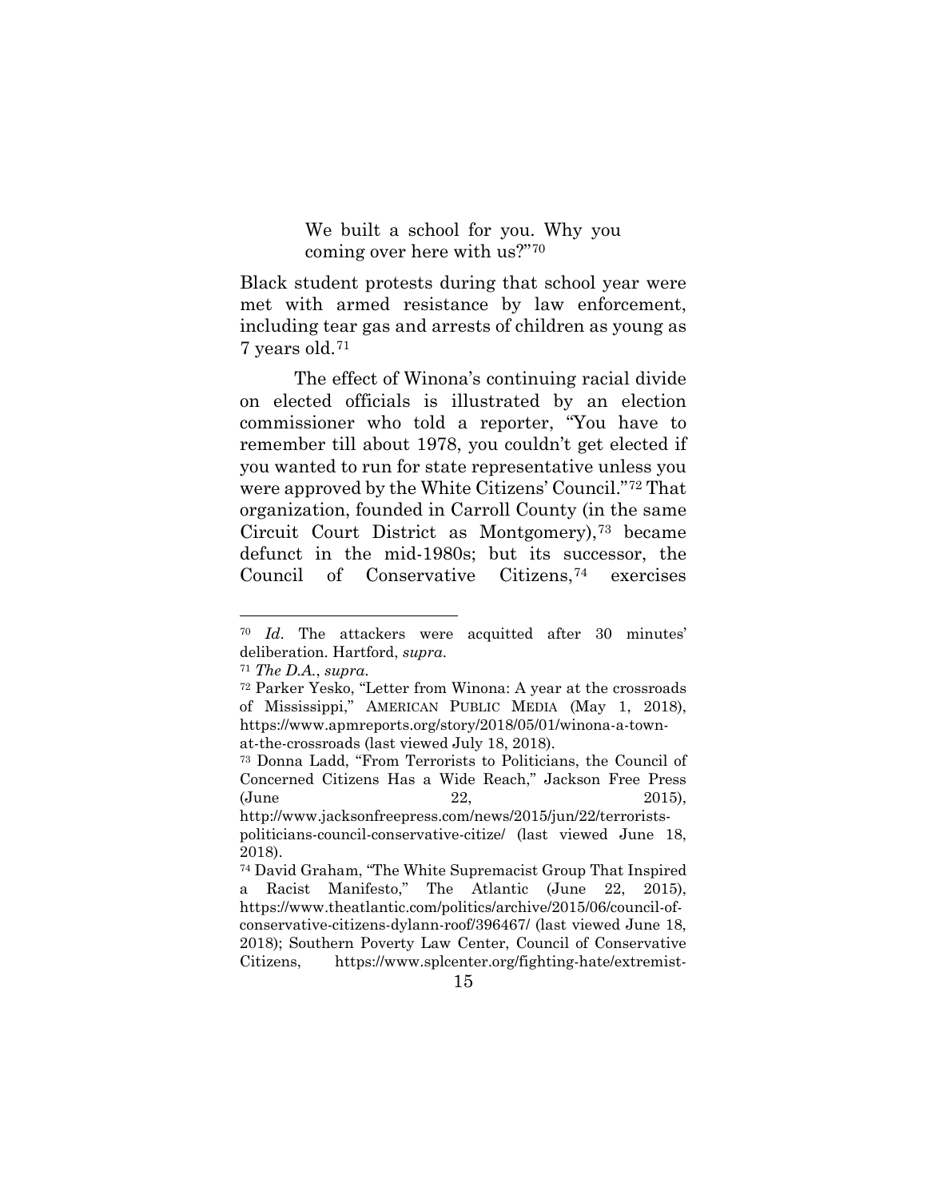> We built a school for you. Why you coming over here with us?"[70]

Black student protests during that school year were met with armed resistance by law enforcement, including tear gas and arrests of children as young as 7 years old.[71]

The effect of Winona's continuing racial divide on elected officials is illustrated by an election commissioner who told a reporter, "You have to remember till about 1978, you couldn't get elected if you wanted to run for state representative unless you were approved by the White Citizens' Council."[72] That organization, founded in Carroll County (in the same Circuit Court District as Montgomery),[73] became defunct in the mid-1980s; but its successor, the Council of Conservative Citizens,[74] exercises

---

[70] *Id*. The attackers were acquitted after 30 minutes' deliberation. Hartford, *supra*.

[71] *The D.A.*, *supra*.

[72] Parker Yesko, "Letter from Winona: A year at the crossroads of Mississippi," AMERICAN PUBLIC MEDIA (May 1, 2018), https://www.apmreports.org/story/2018/05/01/winona-a-town-at-the-crossroads (last viewed July 18, 2018).

[73] Donna Ladd, "From Terrorists to Politicians, the Council of Concerned Citizens Has a Wide Reach," Jackson Free Press (June 22, 2015), http://www.jacksonfreepress.com/news/2015/jun/22/terrorists-politicians-council-conservative-citize/ (last viewed June 18, 2018).

[74] David Graham, "The White Supremacist Group That Inspired a Racist Manifesto," The Atlantic (June 22, 2015), https://www.theatlantic.com/politics/archive/2015/06/council-of-conservative-citizens-dylann-roof/396467/ (last viewed June 18, 2018); Southern Poverty Law Center, Council of Conservative Citizens, https://www.splcenter.org/fighting-hate/extremist-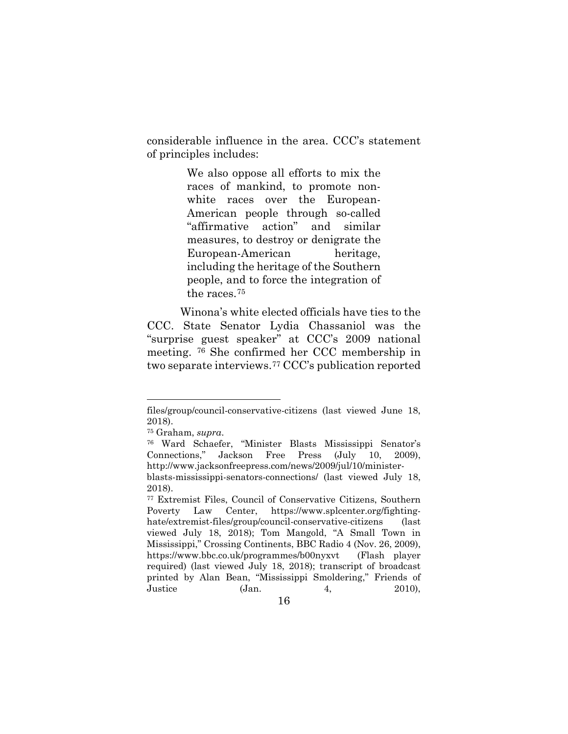considerable influence in the area. CCC's statement of principles includes:

> We also oppose all efforts to mix the races of mankind, to promote non-white races over the European-American people through so-called "affirmative action" and similar measures, to destroy or denigrate the European-American heritage, including the heritage of the Southern people, and to force the integration of the races.[75]

Winona's white elected officials have ties to the CCC. State Senator Lydia Chassaniol was the "surprise guest speaker" at CCC's 2009 national meeting.[76] She confirmed her CCC membership in two separate interviews.[77] CCC's publication reported

---

files/group/council-conservative-citizens (last viewed June 18, 2018).

[75] Graham, *supra*.

[76] Ward Schaefer, "Minister Blasts Mississippi Senator's Connections," Jackson Free Press (July 10, 2009), http://www.jacksonfreepress.com/news/2009/jul/10/minister-blasts-mississippi-senators-connections/ (last viewed July 18, 2018).

[77] Extremist Files, Council of Conservative Citizens, Southern Poverty Law Center, https://www.splcenter.org/fighting-hate/extremist-files/group/council-conservative-citizens (last viewed July 18, 2018); Tom Mangold, "A Small Town in Mississippi," Crossing Continents, BBC Radio 4 (Nov. 26, 2009), https://www.bbc.co.uk/programmes/b00nyxvt (Flash player required) (last viewed July 18, 2018); transcript of broadcast printed by Alan Bean, "Mississippi Smoldering," Friends of Justice (Jan. 4, 2010),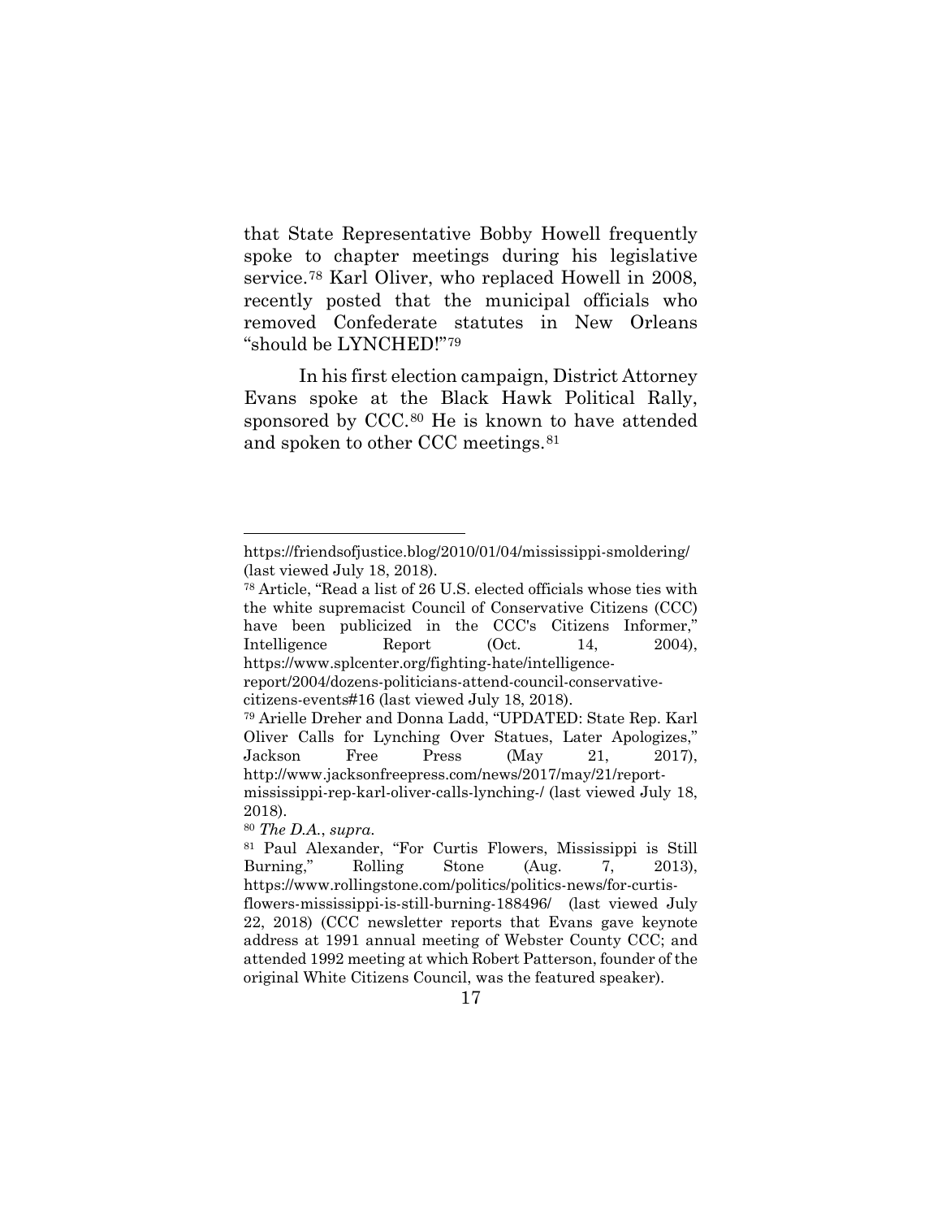that State Representative Bobby Howell frequently spoke to chapter meetings during his legislative service.[78] Karl Oliver, who replaced Howell in 2008, recently posted that the municipal officials who removed Confederate statutes in New Orleans "should be LYNCHED!"[79]

In his first election campaign, District Attorney Evans spoke at the Black Hawk Political Rally, sponsored by CCC.[80] He is known to have attended and spoken to other CCC meetings.[81]

---

https://friendsofjustice.blog/2010/01/04/mississippi-smoldering/ (last viewed July 18, 2018).

[78] Article, "Read a list of 26 U.S. elected officials whose ties with the white supremacist Council of Conservative Citizens (CCC) have been publicized in the CCC's Citizens Informer," Intelligence Report (Oct. 14, 2004), https://www.splcenter.org/fighting-hate/intelligence-report/2004/dozens-politicians-attend-council-conservative-citizens-events#16 (last viewed July 18, 2018).

[79] Arielle Dreher and Donna Ladd, "UPDATED: State Rep. Karl Oliver Calls for Lynching Over Statues, Later Apologizes," Jackson Free Press (May 21, 2017), http://www.jacksonfreepress.com/news/2017/may/21/report-mississippi-rep-karl-oliver-calls-lynching-/ (last viewed July 18, 2018).

[80] *The D.A.*, *supra*.

[81] Paul Alexander, "For Curtis Flowers, Mississippi is Still Burning," Rolling Stone (Aug. 7, 2013), https://www.rollingstone.com/politics/politics-news/for-curtis-flowers-mississippi-is-still-burning-188496/ (last viewed July 22, 2018) (CCC newsletter reports that Evans gave keynote address at 1991 annual meeting of Webster County CCC; and attended 1992 meeting at which Robert Patterson, founder of the original White Citizens Council, was the featured speaker).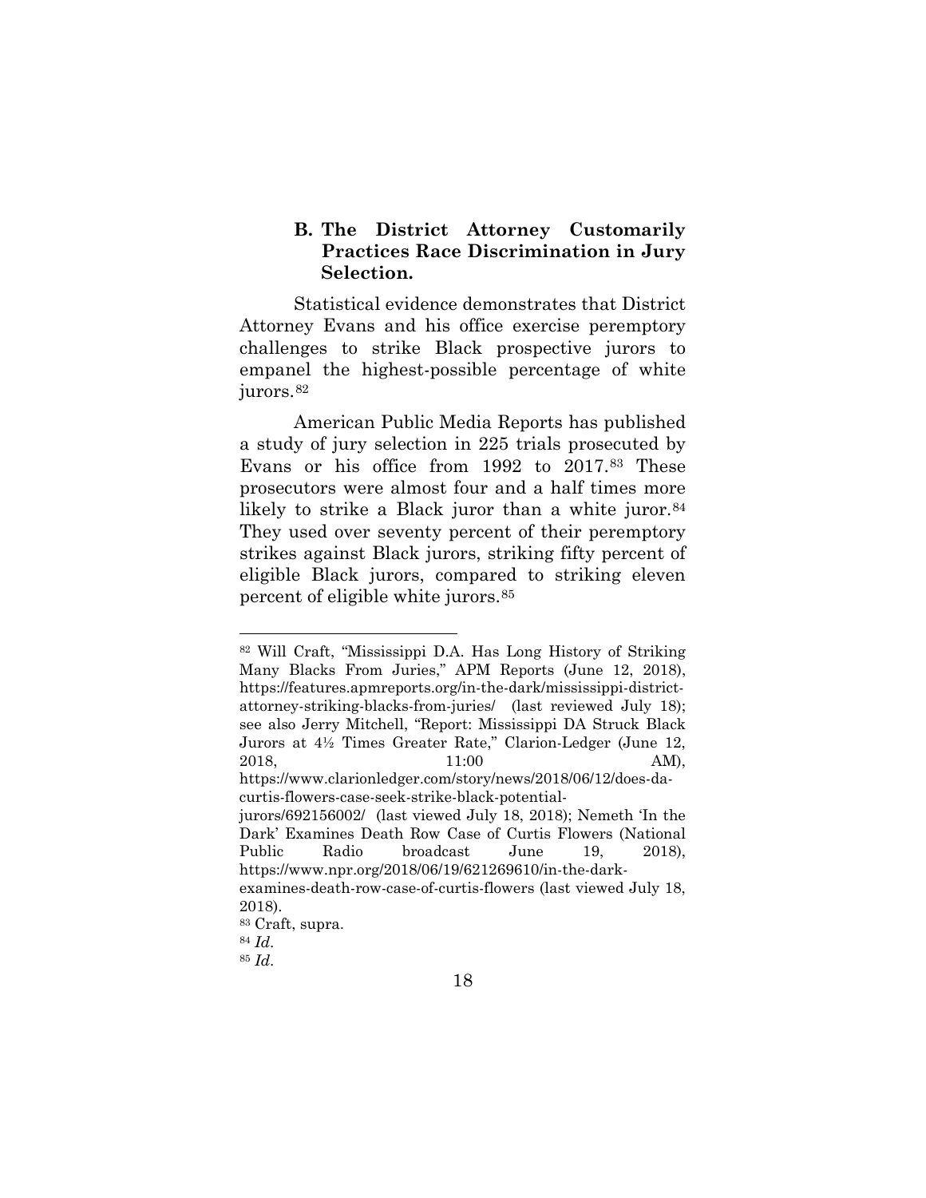### B. The District Attorney Customarily Practices Race Discrimination in Jury Selection.

Statistical evidence demonstrates that District Attorney Evans and his office exercise peremptory challenges to strike Black prospective jurors to empanel the highest-possible percentage of white jurors.[82]

American Public Media Reports has published a study of jury selection in 225 trials prosecuted by Evans or his office from 1992 to 2017.[83] These prosecutors were almost four and a half times more likely to strike a Black juror than a white juror.[84] They used over seventy percent of their peremptory strikes against Black jurors, striking fifty percent of eligible Black jurors, compared to striking eleven percent of eligible white jurors.[85]

---

[82] Will Craft, "Mississippi D.A. Has Long History of Striking Many Blacks From Juries," APM Reports (June 12, 2018), https://features.apmreports.org/in-the-dark/mississippi-district-attorney-striking-blacks-from-juries/ (last reviewed July 18); see also Jerry Mitchell, "Report: Mississippi DA Struck Black Jurors at 4½ Times Greater Rate," Clarion-Ledger (June 12, 2018, 11:00 AM), https://www.clarionledger.com/story/news/2018/06/12/does-da-curtis-flowers-case-seek-strike-black-potential-jurors/692156002/ (last viewed July 18, 2018); Nemeth 'In the Dark' Examines Death Row Case of Curtis Flowers (National Public Radio broadcast June 19, 2018), https://www.npr.org/2018/06/19/621269610/in-the-dark-examines-death-row-case-of-curtis-flowers (last viewed July 18, 2018).

[83] Craft, supra.

[84] *Id.*

[85] *Id.*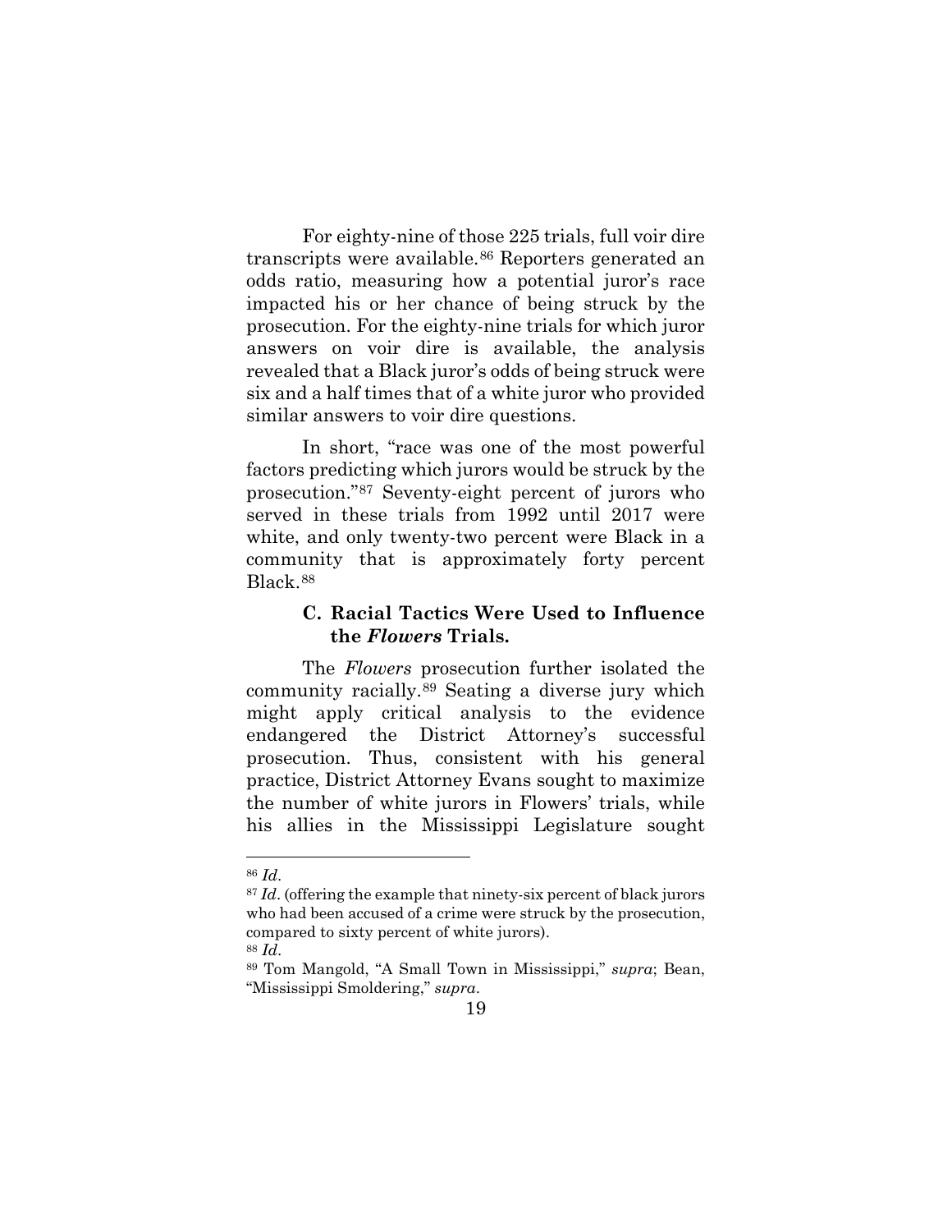For eighty-nine of those 225 trials, full voir dire transcripts were available.[86] Reporters generated an odds ratio, measuring how a potential juror's race impacted his or her chance of being struck by the prosecution. For the eighty-nine trials for which juror answers on voir dire is available, the analysis revealed that a Black juror's odds of being struck were six and a half times that of a white juror who provided similar answers to voir dire questions.

In short, "race was one of the most powerful factors predicting which jurors would be struck by the prosecution."[87] Seventy-eight percent of jurors who served in these trials from 1992 until 2017 were white, and only twenty-two percent were Black in a community that is approximately forty percent Black.[88]

### C. Racial Tactics Were Used to Influence the *Flowers* Trials.

The *Flowers* prosecution further isolated the community racially.[89] Seating a diverse jury which might apply critical analysis to the evidence endangered the District Attorney's successful prosecution. Thus, consistent with his general practice, District Attorney Evans sought to maximize the number of white jurors in Flowers' trials, while his allies in the Mississippi Legislature sought

---

[86] *Id*.

[87] *Id*. (offering the example that ninety-six percent of black jurors who had been accused of a crime were struck by the prosecution, compared to sixty percent of white jurors).

[88] *Id*.

[89] Tom Mangold, "A Small Town in Mississippi," *supra*; Bean, "Mississippi Smoldering," *supra*.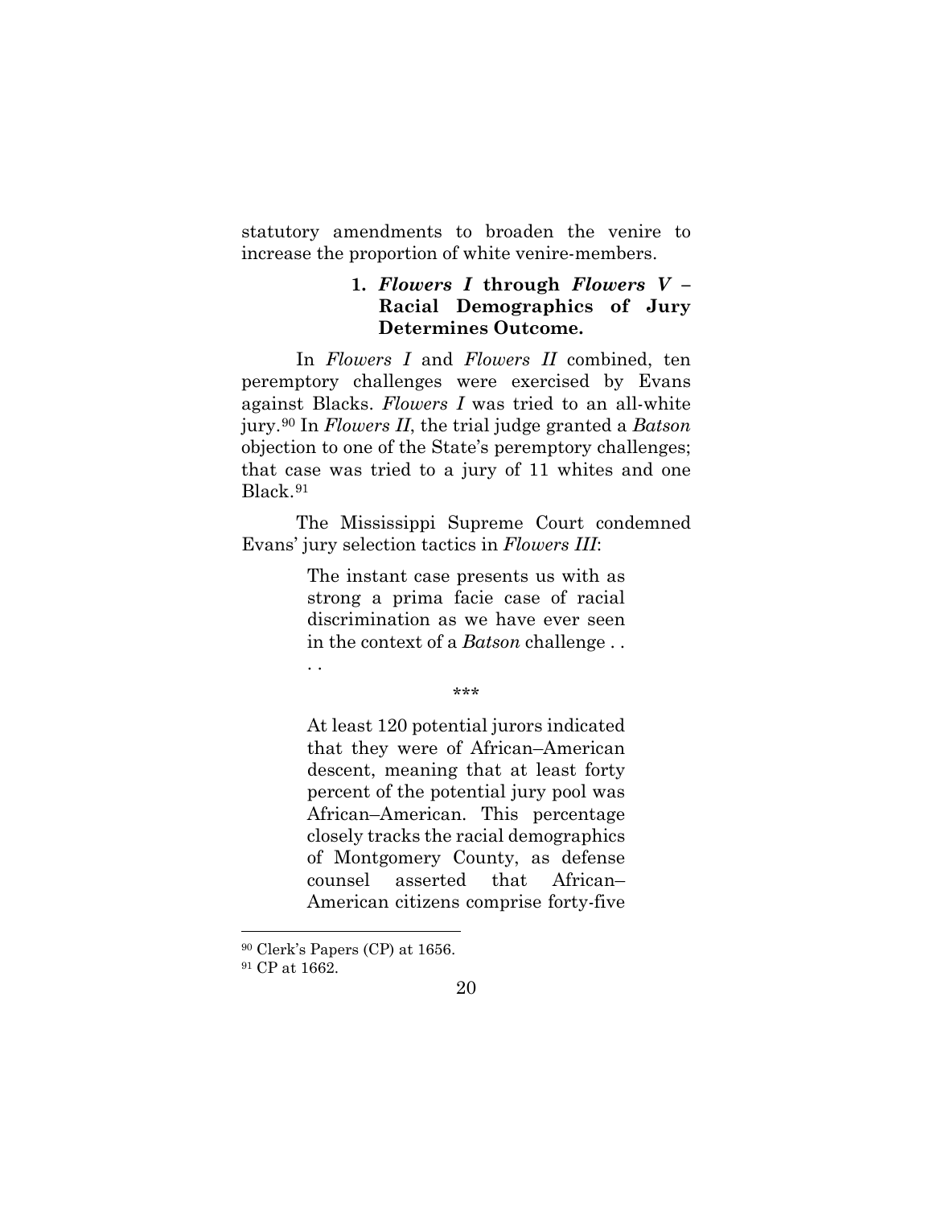statutory amendments to broaden the venire to increase the proportion of white venire-members.

### 1. *Flowers I* through *Flowers V* – Racial Demographics of Jury Determines Outcome.

In *Flowers I* and *Flowers II* combined, ten peremptory challenges were exercised by Evans against Blacks. *Flowers I* was tried to an all-white jury.[90] In *Flowers II*, the trial judge granted a *Batson* objection to one of the State's peremptory challenges; that case was tried to a jury of 11 whites and one Black.[91]

The Mississippi Supreme Court condemned Evans' jury selection tactics in *Flowers III*:

> The instant case presents us with as strong a prima facie case of racial discrimination as we have ever seen in the context of a *Batson* challenge . . . .
>
> \*\*\*
>
> At least 120 potential jurors indicated that they were of African–American descent, meaning that at least forty percent of the potential jury pool was African–American. This percentage closely tracks the racial demographics of Montgomery County, as defense counsel asserted that African–American citizens comprise forty-five

---

[90] Clerk's Papers (CP) at 1656.

[91] CP at 1662.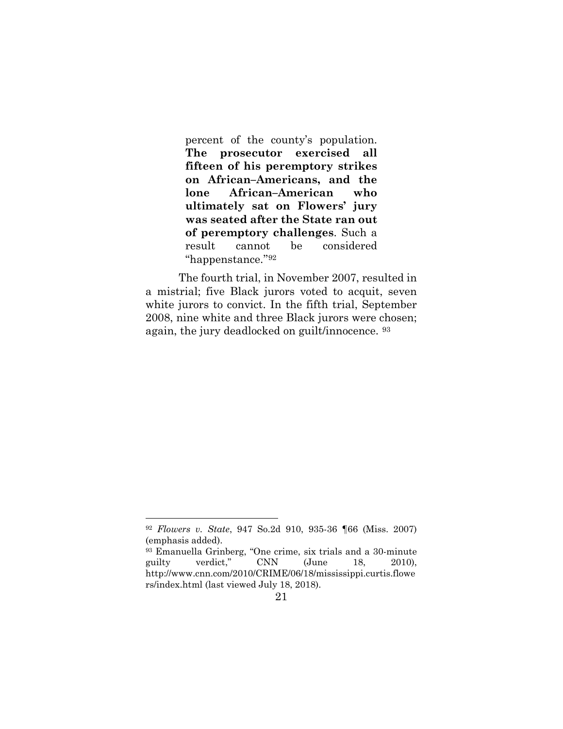> percent of the county's population. **The prosecutor exercised all fifteen of his peremptory strikes on African–Americans, and the lone African–American who ultimately sat on Flowers' jury was seated after the State ran out of peremptory challenges**. Such a result cannot be considered "happenstance."[92]

The fourth trial, in November 2007, resulted in a mistrial; five Black jurors voted to acquit, seven white jurors to convict. In the fifth trial, September 2008, nine white and three Black jurors were chosen; again, the jury deadlocked on guilt/innocence. [93]

---

[92] *Flowers v. State*, 947 So.2d 910, 935-36 ¶66 (Miss. 2007) (emphasis added).

[93] Emanuella Grinberg, "One crime, six trials and a 30-minute guilty verdict," CNN (June 18, 2010), http://www.cnn.com/2010/CRIME/06/18/mississippi.curtis.flowers/index.html (last viewed July 18, 2018).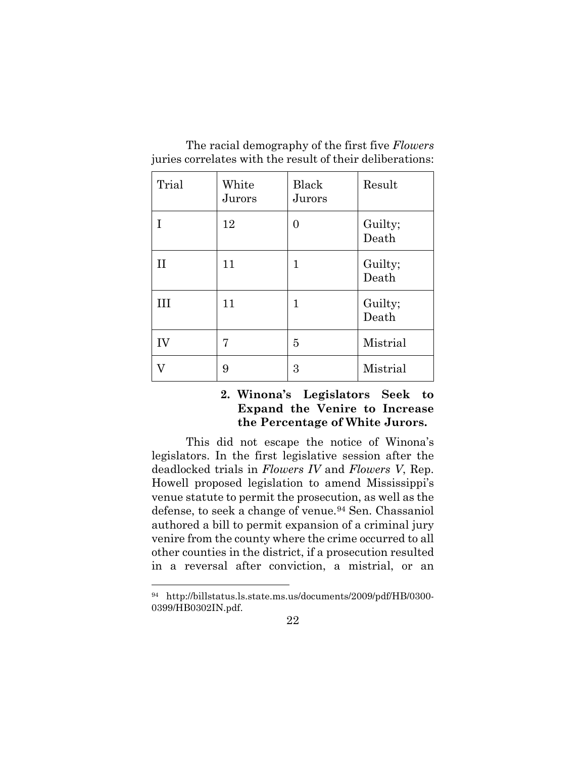The racial demography of the first five *Flowers* juries correlates with the result of their deliberations:

| Trial | White Jurors | Black Jurors | Result |
|---|---|---|---|
| I | 12 | 0 | Guilty; Death |
| II | 11 | 1 | Guilty; Death |
| III | 11 | 1 | Guilty; Death |
| IV | 7 | 5 | Mistrial |
| V | 9 | 3 | Mistrial |

### 2. Winona's Legislators Seek to Expand the Venire to Increase the Percentage of White Jurors.

This did not escape the notice of Winona's legislators. In the first legislative session after the deadlocked trials in *Flowers IV* and *Flowers V*, Rep. Howell proposed legislation to amend Mississippi's venue statute to permit the prosecution, as well as the defense, to seek a change of venue.[94] Sen. Chassaniol authored a bill to permit expansion of a criminal jury venire from the county where the crime occurred to all other counties in the district, if a prosecution resulted in a reversal after conviction, a mistrial, or an

---

[94] http://billstatus.ls.state.ms.us/documents/2009/pdf/HB/0300-0399/HB0302IN.pdf.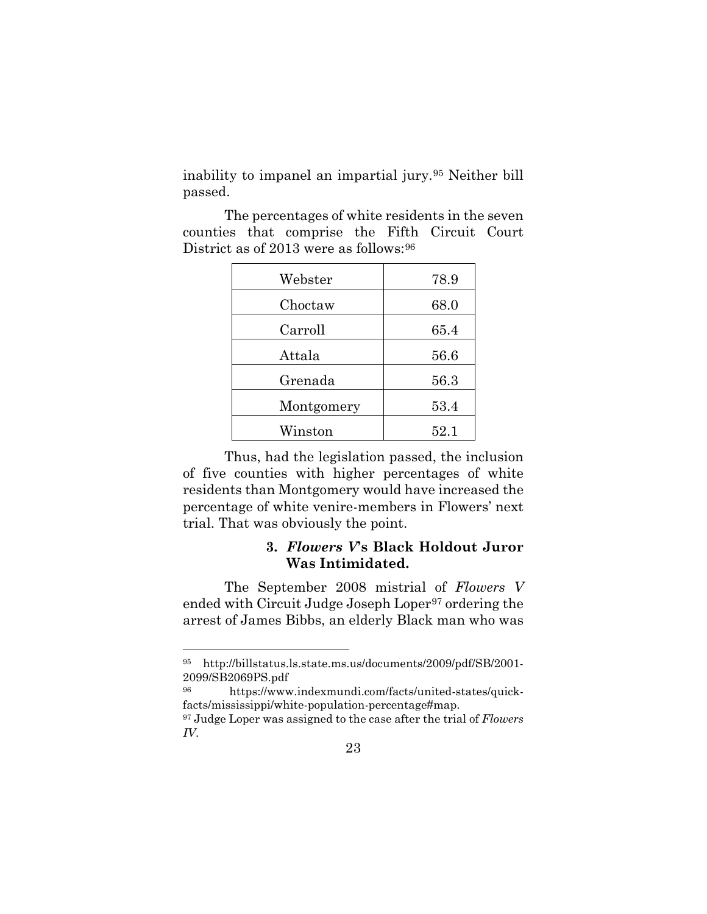inability to impanel an impartial jury.[95] Neither bill passed.

The percentages of white residents in the seven counties that comprise the Fifth Circuit Court District as of 2013 were as follows:[96]

| | |
|---|---|
| Webster | 78.9 |
| Choctaw | 68.0 |
| Carroll | 65.4 |
| Attala | 56.6 |
| Grenada | 56.3 |
| Montgomery | 53.4 |
| Winston | 52.1 |

Thus, had the legislation passed, the inclusion of five counties with higher percentages of white residents than Montgomery would have increased the percentage of white venire-members in Flowers' next trial. That was obviously the point.

### 3. *Flowers V*'s Black Holdout Juror Was Intimidated.

The September 2008 mistrial of *Flowers V* ended with Circuit Judge Joseph Loper[97] ordering the arrest of James Bibbs, an elderly Black man who was

---

[95] http://billstatus.ls.state.ms.us/documents/2009/pdf/SB/2001-2099/SB2069PS.pdf

[96] https://www.indexmundi.com/facts/united-states/quick-facts/mississippi/white-population-percentage#map.

[97] Judge Loper was assigned to the case after the trial of *Flowers IV*.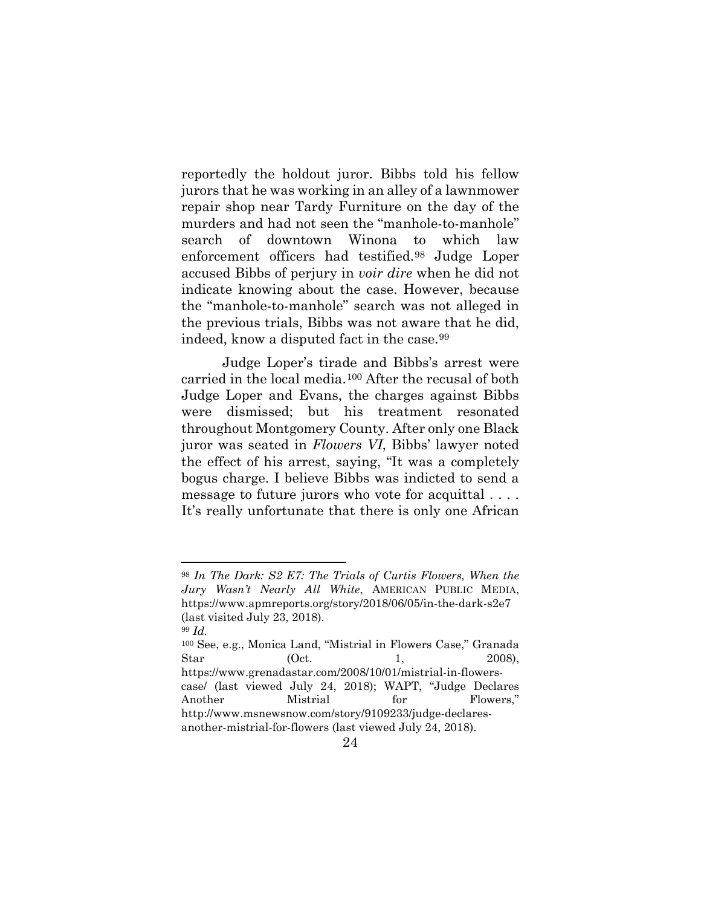reportedly the holdout juror. Bibbs told his fellow jurors that he was working in an alley of a lawnmower repair shop near Tardy Furniture on the day of the murders and had not seen the "manhole-to-manhole" search of downtown Winona to which law enforcement officers had testified.[98] Judge Loper accused Bibbs of perjury in *voir dire* when he did not indicate knowing about the case. However, because the "manhole-to-manhole" search was not alleged in the previous trials, Bibbs was not aware that he did, indeed, know a disputed fact in the case.[99]

Judge Loper's tirade and Bibbs's arrest were carried in the local media.[100] After the recusal of both Judge Loper and Evans, the charges against Bibbs were dismissed; but his treatment resonated throughout Montgomery County. After only one Black juror was seated in *Flowers VI*, Bibbs' lawyer noted the effect of his arrest, saying, "It was a completely bogus charge. I believe Bibbs was indicted to send a message to future jurors who vote for acquittal . . . . It's really unfortunate that there is only one African

---

[98] *In The Dark: S2 E7: The Trials of Curtis Flowers, When the Jury Wasn't Nearly All White*, AMERICAN PUBLIC MEDIA, https://www.apmreports.org/story/2018/06/05/in-the-dark-s2e7 (last visited July 23, 2018).

[99] *Id.*

[100] See, e.g., Monica Land, "Mistrial in Flowers Case," Granada Star (Oct. 1, 2008), https://www.grenadastar.com/2008/10/01/mistrial-in-flowers-case/ (last viewed July 24, 2018); WAPT, "Judge Declares Another Mistrial for Flowers," http://www.msnewsnow.com/story/9109233/judge-declares-another-mistrial-for-flowers (last viewed July 24, 2018).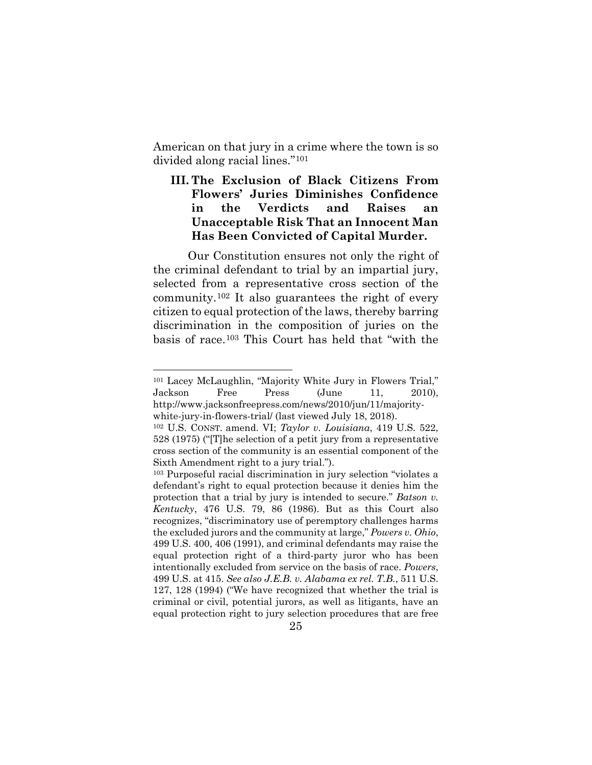American on that jury in a crime where the town is so divided along racial lines."[101]

### III. The Exclusion of Black Citizens From Flowers' Juries Diminishes Confidence in the Verdicts and Raises an Unacceptable Risk That an Innocent Man Has Been Convicted of Capital Murder.

Our Constitution ensures not only the right of the criminal defendant to trial by an impartial jury, selected from a representative cross section of the community.[102] It also guarantees the right of every citizen to equal protection of the laws, thereby barring discrimination in the composition of juries on the basis of race.[103] This Court has held that "with the

---

[101] Lacey McLaughlin, "Majority White Jury in Flowers Trial," Jackson Free Press (June 11, 2010), http://www.jacksonfreepress.com/news/2010/jun/11/majority-white-jury-in-flowers-trial/ (last viewed July 18, 2018).

[102] U.S. CONST. amend. VI; *Taylor v. Louisiana*, 419 U.S. 522, 528 (1975) ("[T]he selection of a petit jury from a representative cross section of the community is an essential component of the Sixth Amendment right to a jury trial.").

[103] Purposeful racial discrimination in jury selection "violates a defendant's right to equal protection because it denies him the protection that a trial by jury is intended to secure." *Batson v. Kentucky*, 476 U.S. 79, 86 (1986). But as this Court also recognizes, "discriminatory use of peremptory challenges harms the excluded jurors and the community at large," *Powers v. Ohio*, 499 U.S. 400, 406 (1991), and criminal defendants may raise the equal protection right of a third-party juror who has been intentionally excluded from service on the basis of race. *Powers*, 499 U.S. at 415. *See also J.E.B. v. Alabama ex rel. T.B.*, 511 U.S. 127, 128 (1994) ("We have recognized that whether the trial is criminal or civil, potential jurors, as well as litigants, have an equal protection right to jury selection procedures that are free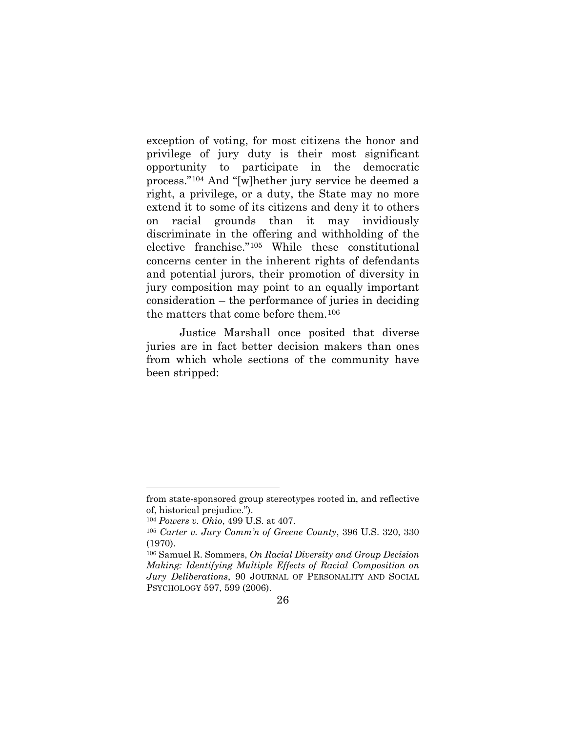exception of voting, for most citizens the honor and privilege of jury duty is their most significant opportunity to participate in the democratic process."[104] And "[w]hether jury service be deemed a right, a privilege, or a duty, the State may no more extend it to some of its citizens and deny it to others on racial grounds than it may invidiously discriminate in the offering and withholding of the elective franchise."[105] While these constitutional concerns center in the inherent rights of defendants and potential jurors, their promotion of diversity in jury composition may point to an equally important consideration – the performance of juries in deciding the matters that come before them.[106]

Justice Marshall once posited that diverse juries are in fact better decision makers than ones from which whole sections of the community have been stripped:

---

from state-sponsored group stereotypes rooted in, and reflective of, historical prejudice.").

[104] *Powers v. Ohio*, 499 U.S. at 407.

[105] *Carter v. Jury Comm'n of Greene County*, 396 U.S. 320, 330 (1970).

[106] Samuel R. Sommers, *On Racial Diversity and Group Decision Making: Identifying Multiple Effects of Racial Composition on Jury Deliberations*, 90 JOURNAL OF PERSONALITY AND SOCIAL PSYCHOLOGY 597, 599 (2006).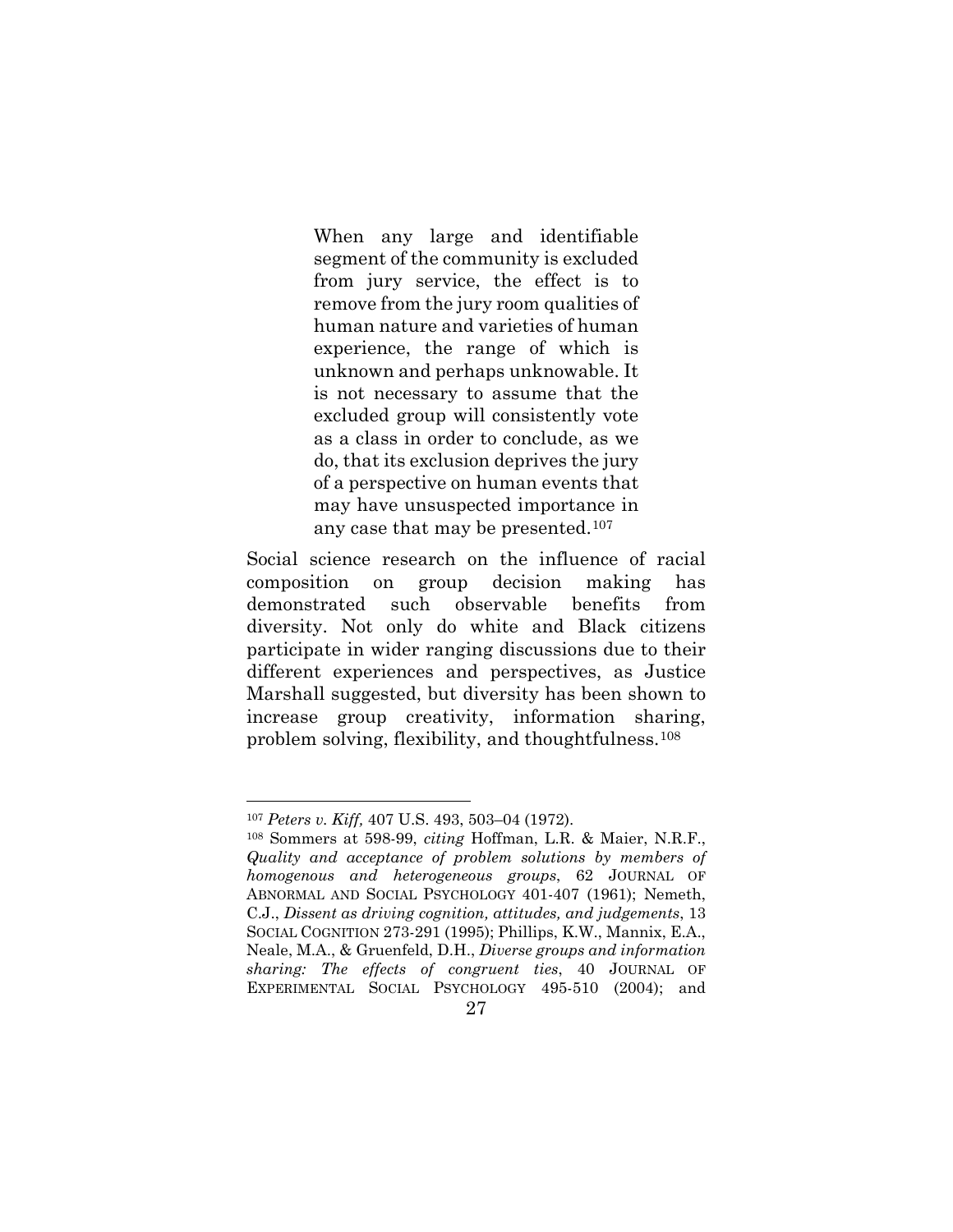> When any large and identifiable segment of the community is excluded from jury service, the effect is to remove from the jury room qualities of human nature and varieties of human experience, the range of which is unknown and perhaps unknowable. It is not necessary to assume that the excluded group will consistently vote as a class in order to conclude, as we do, that its exclusion deprives the jury of a perspective on human events that may have unsuspected importance in any case that may be presented.[107]

Social science research on the influence of racial composition on group decision making has demonstrated such observable benefits from diversity. Not only do white and Black citizens participate in wider ranging discussions due to their different experiences and perspectives, as Justice Marshall suggested, but diversity has been shown to increase group creativity, information sharing, problem solving, flexibility, and thoughtfulness.[108]

---

[107] *Peters v. Kiff,* 407 U.S. 493, 503–04 (1972).

[108] Sommers at 598-99, *citing* Hoffman, L.R. & Maier, N.R.F., *Quality and acceptance of problem solutions by members of homogenous and heterogeneous groups*, 62 JOURNAL OF ABNORMAL AND SOCIAL PSYCHOLOGY 401-407 (1961); Nemeth, C.J., *Dissent as driving cognition, attitudes, and judgements*, 13 SOCIAL COGNITION 273-291 (1995); Phillips, K.W., Mannix, E.A., Neale, M.A., & Gruenfeld, D.H., *Diverse groups and information sharing: The effects of congruent ties*, 40 JOURNAL OF EXPERIMENTAL SOCIAL PSYCHOLOGY 495-510 (2004); and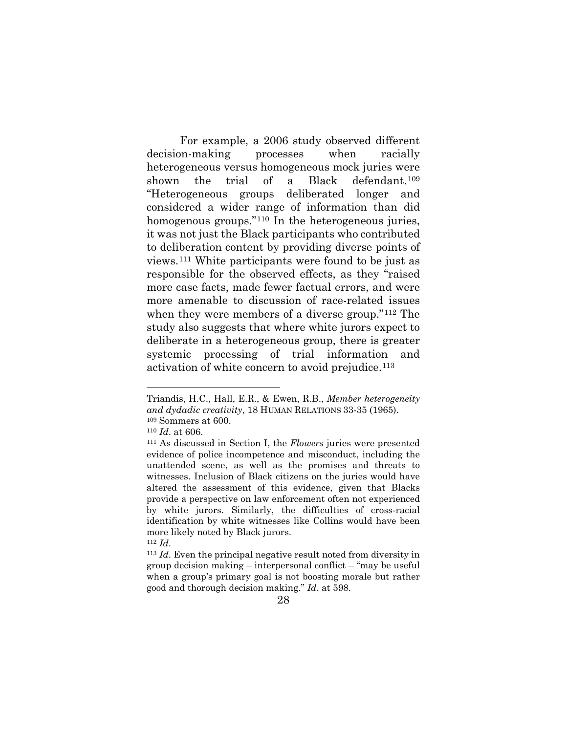For example, a 2006 study observed different decision-making processes when racially heterogeneous versus homogeneous mock juries were shown the trial of a Black defendant.[109] "Heterogeneous groups deliberated longer and considered a wider range of information than did homogenous groups."[110] In the heterogeneous juries, it was not just the Black participants who contributed to deliberation content by providing diverse points of views.[111] White participants were found to be just as responsible for the observed effects, as they "raised more case facts, made fewer factual errors, and were more amenable to discussion of race-related issues when they were members of a diverse group."[112] The study also suggests that where white jurors expect to deliberate in a heterogeneous group, there is greater systemic processing of trial information and activation of white concern to avoid prejudice.[113]

---

Triandis, H.C., Hall, E.R., & Ewen, R.B., *Member heterogeneity and dydadic creativity*, 18 HUMAN RELATIONS 33-35 (1965).

[109] Sommers at 600.

[110] *Id*. at 606.

[111] As discussed in Section I, the *Flowers* juries were presented evidence of police incompetence and misconduct, including the unattended scene, as well as the promises and threats to witnesses. Inclusion of Black citizens on the juries would have altered the assessment of this evidence, given that Blacks provide a perspective on law enforcement often not experienced by white jurors. Similarly, the difficulties of cross-racial identification by white witnesses like Collins would have been more likely noted by Black jurors.

[112] *Id*.

[113] *Id*. Even the principal negative result noted from diversity in group decision making – interpersonal conflict – "may be useful when a group's primary goal is not boosting morale but rather good and thorough decision making." *Id*. at 598.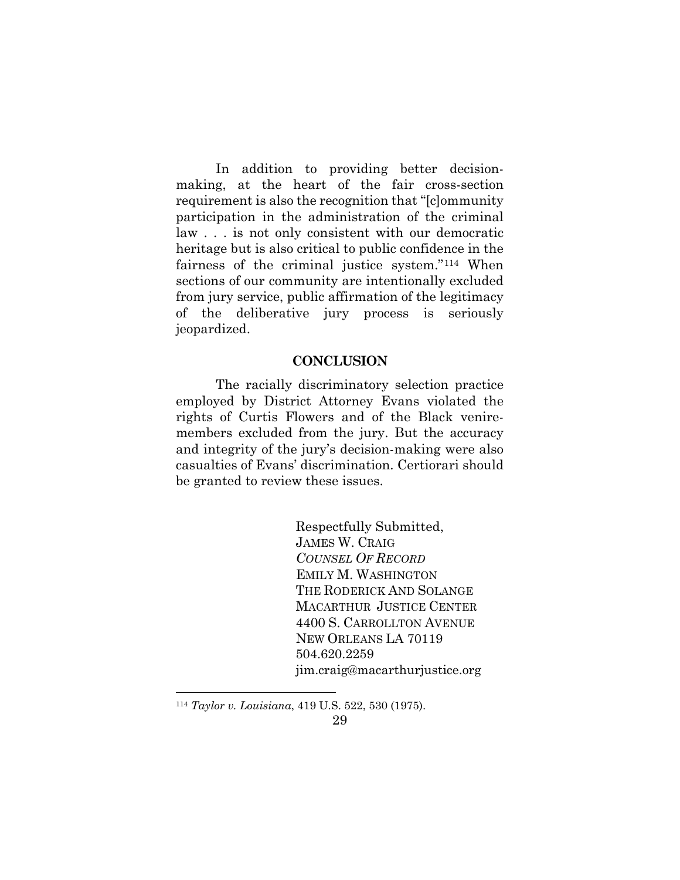In addition to providing better decision-making, at the heart of the fair cross-section requirement is also the recognition that "[c]ommunity participation in the administration of the criminal law . . . is not only consistent with our democratic heritage but is also critical to public confidence in the fairness of the criminal justice system."[114] When sections of our community are intentionally excluded from jury service, public affirmation of the legitimacy of the deliberative jury process is seriously jeopardized.

## CONCLUSION

The racially discriminatory selection practice employed by District Attorney Evans violated the rights of Curtis Flowers and of the Black venire-members excluded from the jury. But the accuracy and integrity of the jury's decision-making were also casualties of Evans' discrimination. Certiorari should be granted to review these issues.

Respectfully Submitted,  
JAMES W. CRAIG  
*COUNSEL OF RECORD*  
EMILY M. WASHINGTON  
THE RODERICK AND SOLANGE MACARTHUR JUSTICE CENTER  
4400 S. CARROLLTON AVENUE  
NEW ORLEANS LA 70119  
504.620.2259  
jim.craig@macarthurjustice.org

---

[114] *Taylor v. Louisiana*, 419 U.S. 522, 530 (1975).